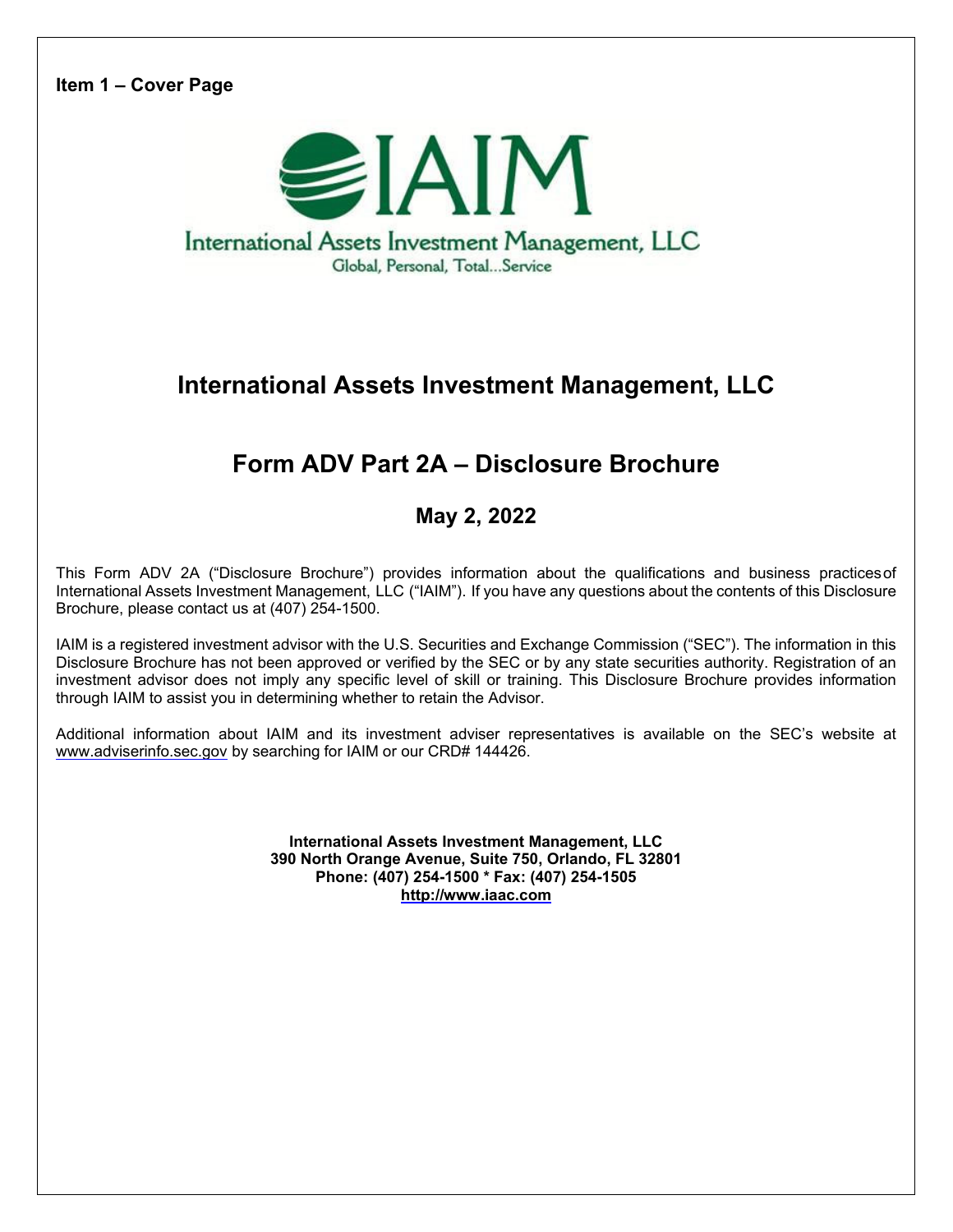**Item 1 – Cover Page**

IAIM

International Assets Investment Management, LLC

Global, Personal, Total...Service

# International Assets Investment Management, LLC

## Form ADV Part 2A – Disclosure Brochure

### May 2, 2022

This Form ADV 2A ("Disclosure Brochure") provides information about the qualifications and business practices of International Assets Investment Management, LLC ("IAIM"). If you have any questions about the contents of this Disclosure Brochure, please contact us at (407) 254-1500.

IAIM is a registered investment advisor with the U.S. Securities and Exchange Commission ("SEC"). The information in this Disclosure Brochure has not been approved or verified by the SEC or by any state securities authority. Registration of an investment advisor does not imply any specific level of skill or training. This Disclosure Brochure provides information through IAIM to assist you in determining whether to retain the Advisor.

Additional information about IAIM and its investment adviser representatives is available on the SEC's website at www.adviserinfo.sec.gov by searching for IAIM or our CRD# 144426.

**International Assets Investment Management, LLC**
**390 North Orange Avenue, Suite 750, Orlando, FL 32801**
**Phone: (407) 254-1500 * Fax: (407) 254-1505**
**http://www.iaac.com**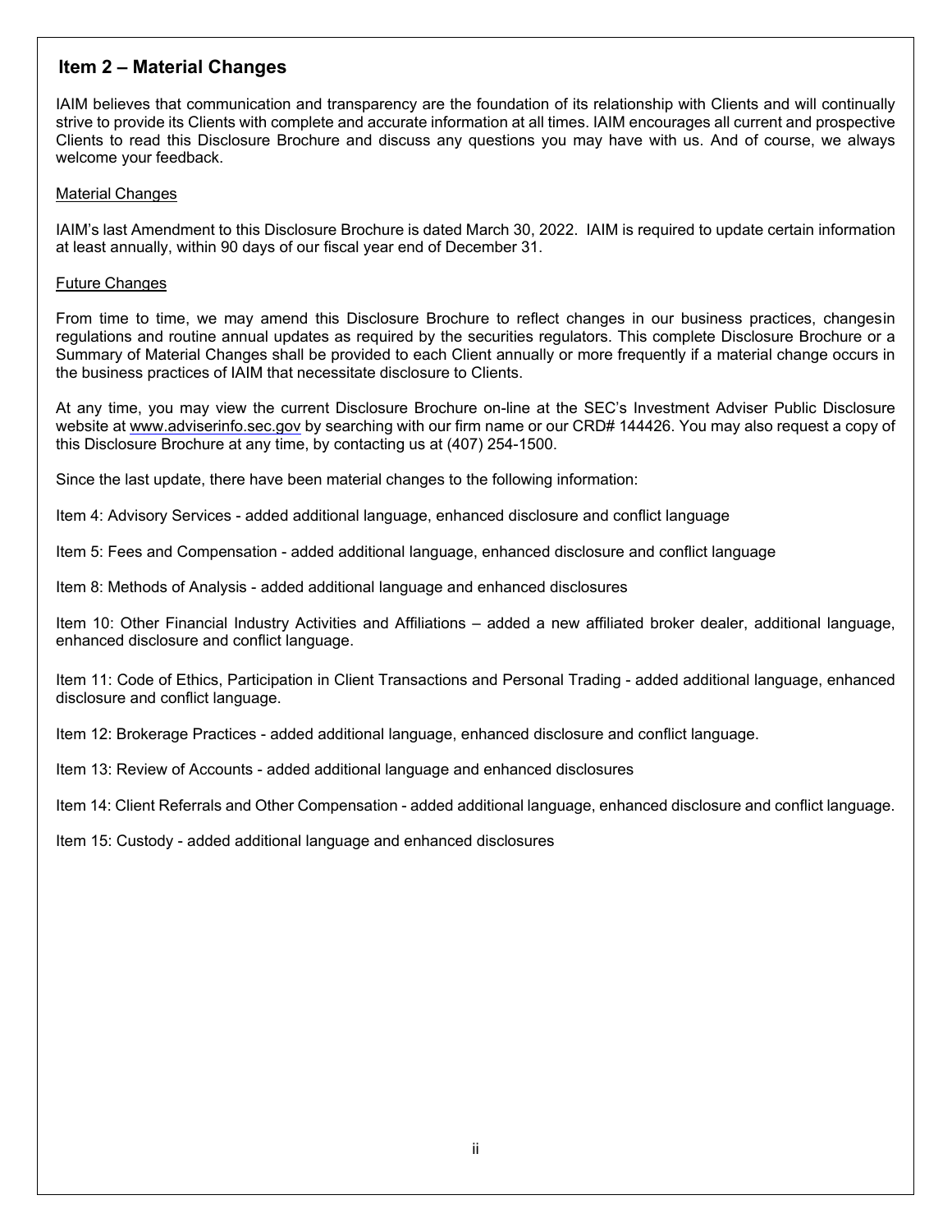## Item 2 – Material Changes

IAIM believes that communication and transparency are the foundation of its relationship with Clients and will continually strive to provide its Clients with complete and accurate information at all times. IAIM encourages all current and prospective Clients to read this Disclosure Brochure and discuss any questions you may have with us. And of course, we always welcome your feedback.

Material Changes

IAIM's last Amendment to this Disclosure Brochure is dated March 30, 2022. IAIM is required to update certain information at least annually, within 90 days of our fiscal year end of December 31.

Future Changes

From time to time, we may amend this Disclosure Brochure to reflect changes in our business practices, changesin regulations and routine annual updates as required by the securities regulators. This complete Disclosure Brochure or a Summary of Material Changes shall be provided to each Client annually or more frequently if a material change occurs in the business practices of IAIM that necessitate disclosure to Clients.

At any time, you may view the current Disclosure Brochure on-line at the SEC's Investment Adviser Public Disclosure website at www.adviserinfo.sec.gov by searching with our firm name or our CRD# 144426. You may also request a copy of this Disclosure Brochure at any time, by contacting us at (407) 254-1500.

Since the last update, there have been material changes to the following information:

Item 4: Advisory Services - added additional language, enhanced disclosure and conflict language

Item 5: Fees and Compensation - added additional language, enhanced disclosure and conflict language

Item 8: Methods of Analysis - added additional language and enhanced disclosures

Item 10: Other Financial Industry Activities and Affiliations – added a new affiliated broker dealer, additional language, enhanced disclosure and conflict language.

Item 11: Code of Ethics, Participation in Client Transactions and Personal Trading - added additional language, enhanced disclosure and conflict language.

Item 12: Brokerage Practices - added additional language, enhanced disclosure and conflict language.

Item 13: Review of Accounts - added additional language and enhanced disclosures

Item 14: Client Referrals and Other Compensation - added additional language, enhanced disclosure and conflict language.

Item 15: Custody - added additional language and enhanced disclosures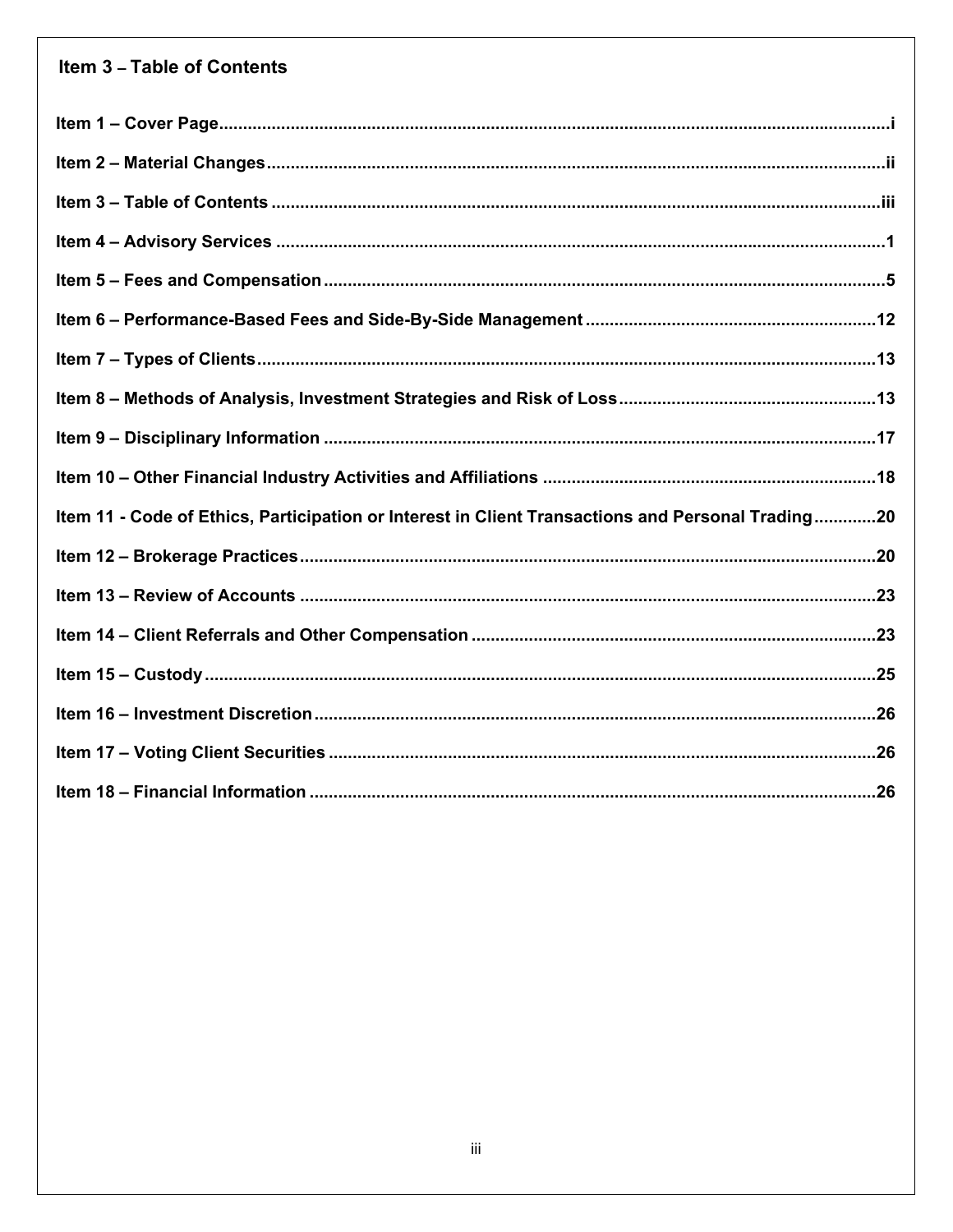## Item 3 – Table of Contents

Item 1 – Cover Page........................................................................i

Item 2 – Material Changes........................................................................ii

Item 3 – Table of Contents........................................................................iii

Item 4 – Advisory Services........................................................................1

Item 5 – Fees and Compensation........................................................................5

Item 6 – Performance-Based Fees and Side-By-Side Management........................................................................12

Item 7 – Types of Clients........................................................................13

Item 8 – Methods of Analysis, Investment Strategies and Risk of Loss........................................................................13

Item 9 – Disciplinary Information........................................................................17

Item 10 – Other Financial Industry Activities and Affiliations........................................................................18

Item 11 - Code of Ethics, Participation or Interest in Client Transactions and Personal Trading........................................................................20

Item 12 – Brokerage Practices........................................................................20

Item 13 – Review of Accounts........................................................................23

Item 14 – Client Referrals and Other Compensation........................................................................23

Item 15 – Custody........................................................................25

Item 16 – Investment Discretion........................................................................26

Item 17 – Voting Client Securities........................................................................26

Item 18 – Financial Information........................................................................26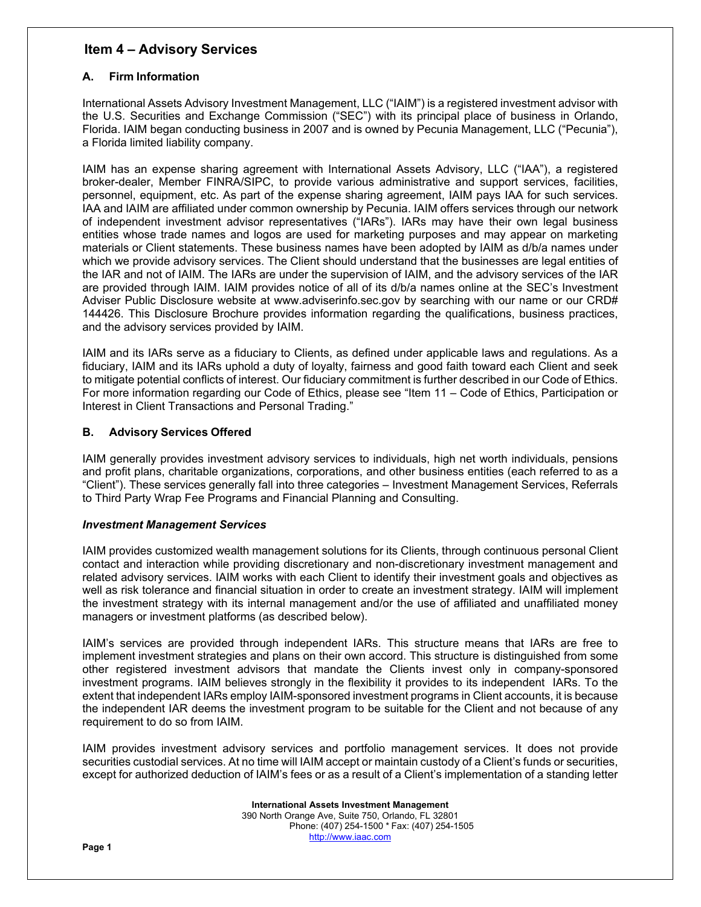# Item 4 – Advisory Services

## A. Firm Information

International Assets Advisory Investment Management, LLC ("IAIM") is a registered investment advisor with the U.S. Securities and Exchange Commission ("SEC") with its principal place of business in Orlando, Florida. IAIM began conducting business in 2007 and is owned by Pecunia Management, LLC ("Pecunia"), a Florida limited liability company.

IAIM has an expense sharing agreement with International Assets Advisory, LLC ("IAA"), a registered broker-dealer, Member FINRA/SIPC, to provide various administrative and support services, facilities, personnel, equipment, etc. As part of the expense sharing agreement, IAIM pays IAA for such services. IAA and IAIM are affiliated under common ownership by Pecunia. IAIM offers services through our network of independent investment advisor representatives ("IARs"). IARs may have their own legal business entities whose trade names and logos are used for marketing purposes and may appear on marketing materials or Client statements. These business names have been adopted by IAIM as d/b/a names under which we provide advisory services. The Client should understand that the businesses are legal entities of the IAR and not of IAIM. The IARs are under the supervision of IAIM, and the advisory services of the IAR are provided through IAIM. IAIM provides notice of all of its d/b/a names online at the SEC's Investment Adviser Public Disclosure website at www.adviserinfo.sec.gov by searching with our name or our CRD# 144426. This Disclosure Brochure provides information regarding the qualifications, business practices, and the advisory services provided by IAIM.

IAIM and its IARs serve as a fiduciary to Clients, as defined under applicable laws and regulations. As a fiduciary, IAIM and its IARs uphold a duty of loyalty, fairness and good faith toward each Client and seek to mitigate potential conflicts of interest. Our fiduciary commitment is further described in our Code of Ethics. For more information regarding our Code of Ethics, please see "Item 11 – Code of Ethics, Participation or Interest in Client Transactions and Personal Trading."

## B. Advisory Services Offered

IAIM generally provides investment advisory services to individuals, high net worth individuals, pensions and profit plans, charitable organizations, corporations, and other business entities (each referred to as a "Client"). These services generally fall into three categories – Investment Management Services, Referrals to Third Party Wrap Fee Programs and Financial Planning and Consulting.

### *Investment Management Services*

IAIM provides customized wealth management solutions for its Clients, through continuous personal Client contact and interaction while providing discretionary and non-discretionary investment management and related advisory services. IAIM works with each Client to identify their investment goals and objectives as well as risk tolerance and financial situation in order to create an investment strategy. IAIM will implement the investment strategy with its internal management and/or the use of affiliated and unaffiliated money managers or investment platforms (as described below).

IAIM's services are provided through independent IARs. This structure means that IARs are free to implement investment strategies and plans on their own accord. This structure is distinguished from some other registered investment advisors that mandate the Clients invest only in company-sponsored investment programs. IAIM believes strongly in the flexibility it provides to its independent IARs. To the extent that independent IARs employ IAIM-sponsored investment programs in Client accounts, it is because the independent IAR deems the investment program to be suitable for the Client and not because of any requirement to do so from IAIM.

IAIM provides investment advisory services and portfolio management services. It does not provide securities custodial services. At no time will IAIM accept or maintain custody of a Client's funds or securities, except for authorized deduction of IAIM's fees or as a result of a Client's implementation of a standing letter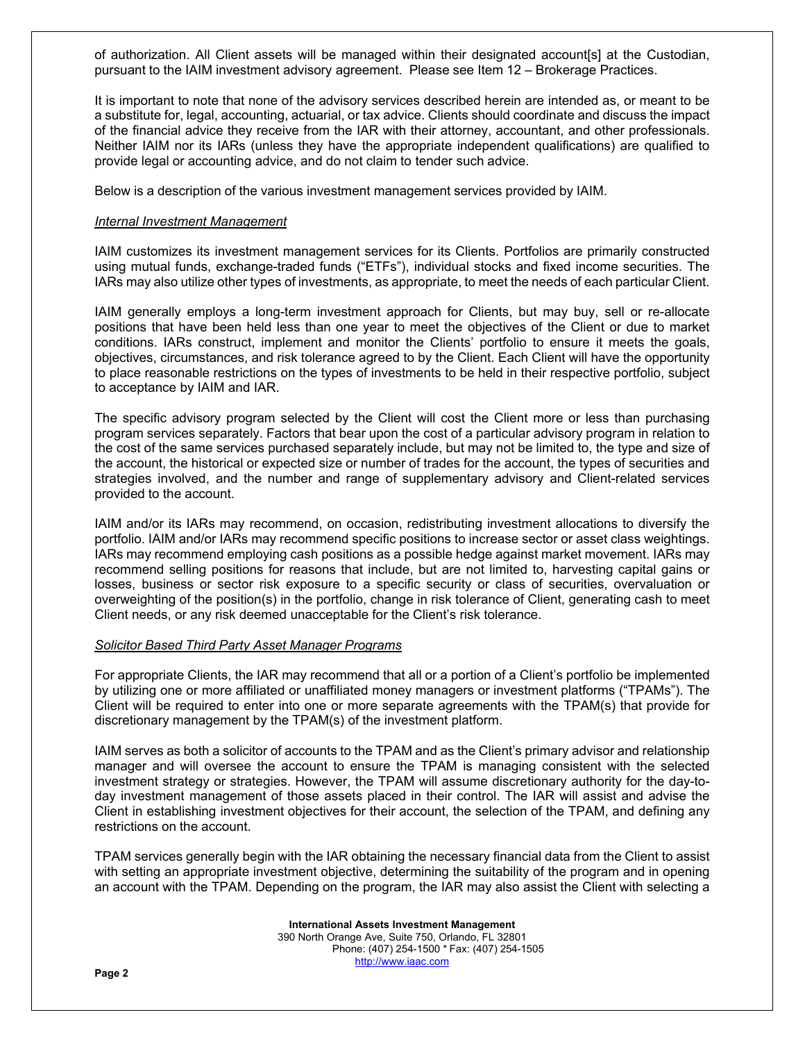of authorization. All Client assets will be managed within their designated account[s] at the Custodian, pursuant to the IAIM investment advisory agreement. Please see Item 12 – Brokerage Practices.

It is important to note that none of the advisory services described herein are intended as, or meant to be a substitute for, legal, accounting, actuarial, or tax advice. Clients should coordinate and discuss the impact of the financial advice they receive from the IAR with their attorney, accountant, and other professionals. Neither IAIM nor its IARs (unless they have the appropriate independent qualifications) are qualified to provide legal or accounting advice, and do not claim to tender such advice.

Below is a description of the various investment management services provided by IAIM.

*Internal Investment Management*

IAIM customizes its investment management services for its Clients. Portfolios are primarily constructed using mutual funds, exchange-traded funds ("ETFs"), individual stocks and fixed income securities. The IARs may also utilize other types of investments, as appropriate, to meet the needs of each particular Client.

IAIM generally employs a long-term investment approach for Clients, but may buy, sell or re-allocate positions that have been held less than one year to meet the objectives of the Client or due to market conditions. IARs construct, implement and monitor the Clients' portfolio to ensure it meets the goals, objectives, circumstances, and risk tolerance agreed to by the Client. Each Client will have the opportunity to place reasonable restrictions on the types of investments to be held in their respective portfolio, subject to acceptance by IAIM and IAR.

The specific advisory program selected by the Client will cost the Client more or less than purchasing program services separately. Factors that bear upon the cost of a particular advisory program in relation to the cost of the same services purchased separately include, but may not be limited to, the type and size of the account, the historical or expected size or number of trades for the account, the types of securities and strategies involved, and the number and range of supplementary advisory and Client-related services provided to the account.

IAIM and/or its IARs may recommend, on occasion, redistributing investment allocations to diversify the portfolio. IAIM and/or IARs may recommend specific positions to increase sector or asset class weightings. IARs may recommend employing cash positions as a possible hedge against market movement. IARs may recommend selling positions for reasons that include, but are not limited to, harvesting capital gains or losses, business or sector risk exposure to a specific security or class of securities, overvaluation or overweighting of the position(s) in the portfolio, change in risk tolerance of Client, generating cash to meet Client needs, or any risk deemed unacceptable for the Client's risk tolerance.

*Solicitor Based Third Party Asset Manager Programs*

For appropriate Clients, the IAR may recommend that all or a portion of a Client's portfolio be implemented by utilizing one or more affiliated or unaffiliated money managers or investment platforms ("TPAMs"). The Client will be required to enter into one or more separate agreements with the TPAM(s) that provide for discretionary management by the TPAM(s) of the investment platform.

IAIM serves as both a solicitor of accounts to the TPAM and as the Client's primary advisor and relationship manager and will oversee the account to ensure the TPAM is managing consistent with the selected investment strategy or strategies. However, the TPAM will assume discretionary authority for the day-to-day investment management of those assets placed in their control. The IAR will assist and advise the Client in establishing investment objectives for their account, the selection of the TPAM, and defining any restrictions on the account.

TPAM services generally begin with the IAR obtaining the necessary financial data from the Client to assist with setting an appropriate investment objective, determining the suitability of the program and in opening an account with the TPAM. Depending on the program, the IAR may also assist the Client with selecting a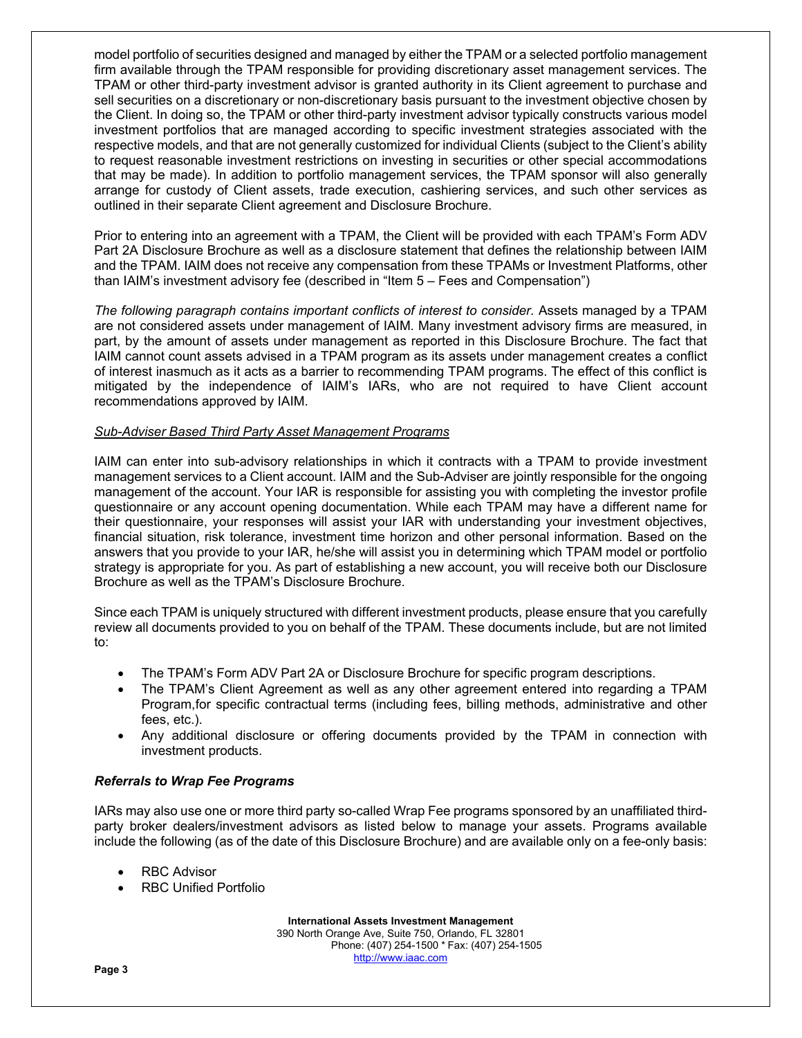model portfolio of securities designed and managed by either the TPAM or a selected portfolio management firm available through the TPAM responsible for providing discretionary asset management services. The TPAM or other third-party investment advisor is granted authority in its Client agreement to purchase and sell securities on a discretionary or non-discretionary basis pursuant to the investment objective chosen by the Client. In doing so, the TPAM or other third-party investment advisor typically constructs various model investment portfolios that are managed according to specific investment strategies associated with the respective models, and that are not generally customized for individual Clients (subject to the Client's ability to request reasonable investment restrictions on investing in securities or other special accommodations that may be made). In addition to portfolio management services, the TPAM sponsor will also generally arrange for custody of Client assets, trade execution, cashiering services, and such other services as outlined in their separate Client agreement and Disclosure Brochure.

Prior to entering into an agreement with a TPAM, the Client will be provided with each TPAM's Form ADV Part 2A Disclosure Brochure as well as a disclosure statement that defines the relationship between IAIM and the TPAM. IAIM does not receive any compensation from these TPAMs or Investment Platforms, other than IAIM's investment advisory fee (described in "Item 5 – Fees and Compensation")

*The following paragraph contains important conflicts of interest to consider.* Assets managed by a TPAM are not considered assets under management of IAIM. Many investment advisory firms are measured, in part, by the amount of assets under management as reported in this Disclosure Brochure. The fact that IAIM cannot count assets advised in a TPAM program as its assets under management creates a conflict of interest inasmuch as it acts as a barrier to recommending TPAM programs. The effect of this conflict is mitigated by the independence of IAIM's IARs, who are not required to have Client account recommendations approved by IAIM.

<u>*Sub-Adviser Based Third Party Asset Management Programs*</u>

IAIM can enter into sub-advisory relationships in which it contracts with a TPAM to provide investment management services to a Client account. IAIM and the Sub-Adviser are jointly responsible for the ongoing management of the account. Your IAR is responsible for assisting you with completing the investor profile questionnaire or any account opening documentation. While each TPAM may have a different name for their questionnaire, your responses will assist your IAR with understanding your investment objectives, financial situation, risk tolerance, investment time horizon and other personal information. Based on the answers that you provide to your IAR, he/she will assist you in determining which TPAM model or portfolio strategy is appropriate for you. As part of establishing a new account, you will receive both our Disclosure Brochure as well as the TPAM's Disclosure Brochure.

Since each TPAM is uniquely structured with different investment products, please ensure that you carefully review all documents provided to you on behalf of the TPAM. These documents include, but are not limited to:

- The TPAM's Form ADV Part 2A or Disclosure Brochure for specific program descriptions.
- The TPAM's Client Agreement as well as any other agreement entered into regarding a TPAM Program,for specific contractual terms (including fees, billing methods, administrative and other fees, etc.).
- Any additional disclosure or offering documents provided by the TPAM in connection with investment products.

***Referrals to Wrap Fee Programs***

IARs may also use one or more third party so-called Wrap Fee programs sponsored by an unaffiliated third-party broker dealers/investment advisors as listed below to manage your assets. Programs available include the following (as of the date of this Disclosure Brochure) and are available only on a fee-only basis:

- RBC Advisor
- RBC Unified Portfolio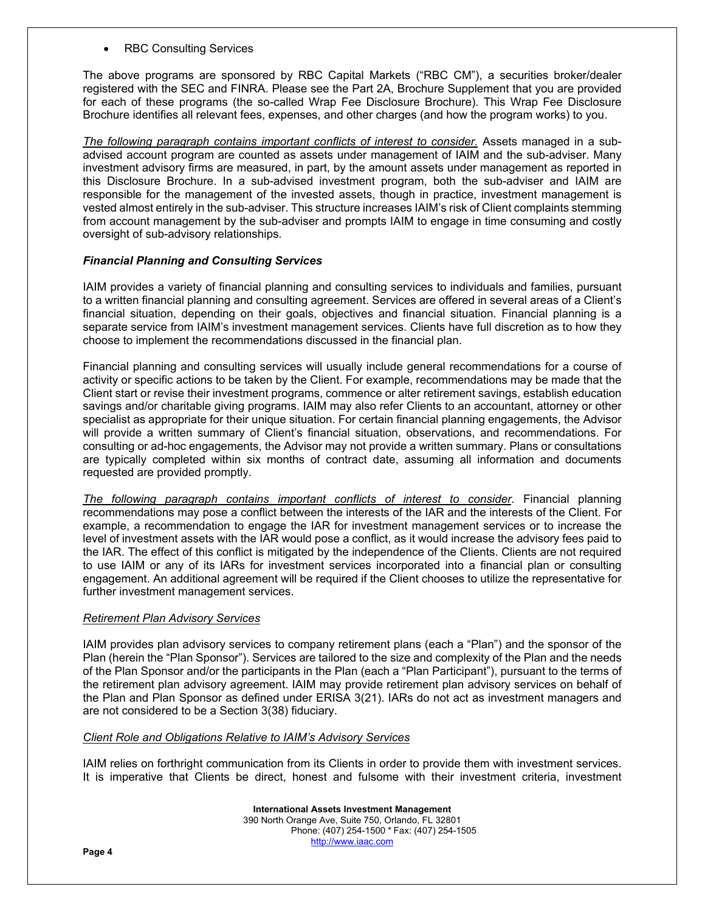- RBC Consulting Services

The above programs are sponsored by RBC Capital Markets ("RBC CM"), a securities broker/dealer registered with the SEC and FINRA. Please see the Part 2A, Brochure Supplement that you are provided for each of these programs (the so-called Wrap Fee Disclosure Brochure). This Wrap Fee Disclosure Brochure identifies all relevant fees, expenses, and other charges (and how the program works) to you.

*The following paragraph contains important conflicts of interest to consider.* Assets managed in a sub-advised account program are counted as assets under management of IAIM and the sub-adviser. Many investment advisory firms are measured, in part, by the amount assets under management as reported in this Disclosure Brochure. In a sub-advised investment program, both the sub-adviser and IAIM are responsible for the management of the invested assets, though in practice, investment management is vested almost entirely in the sub-adviser. This structure increases IAIM's risk of Client complaints stemming from account management by the sub-adviser and prompts IAIM to engage in time consuming and costly oversight of sub-advisory relationships.

### *Financial Planning and Consulting Services*

IAIM provides a variety of financial planning and consulting services to individuals and families, pursuant to a written financial planning and consulting agreement. Services are offered in several areas of a Client's financial situation, depending on their goals, objectives and financial situation. Financial planning is a separate service from IAIM's investment management services. Clients have full discretion as to how they choose to implement the recommendations discussed in the financial plan.

Financial planning and consulting services will usually include general recommendations for a course of activity or specific actions to be taken by the Client. For example, recommendations may be made that the Client start or revise their investment programs, commence or alter retirement savings, establish education savings and/or charitable giving programs. IAIM may also refer Clients to an accountant, attorney or other specialist as appropriate for their unique situation. For certain financial planning engagements, the Advisor will provide a written summary of Client's financial situation, observations, and recommendations. For consulting or ad-hoc engagements, the Advisor may not provide a written summary. Plans or consultations are typically completed within six months of contract date, assuming all information and documents requested are provided promptly.

*The following paragraph contains important conflicts of interest to consider.* Financial planning recommendations may pose a conflict between the interests of the IAR and the interests of the Client. For example, a recommendation to engage the IAR for investment management services or to increase the level of investment assets with the IAR would pose a conflict, as it would increase the advisory fees paid to the IAR. The effect of this conflict is mitigated by the independence of the Clients. Clients are not required to use IAIM or any of its IARs for investment services incorporated into a financial plan or consulting engagement. An additional agreement will be required if the Client chooses to utilize the representative for further investment management services.

#### *Retirement Plan Advisory Services*

IAIM provides plan advisory services to company retirement plans (each a "Plan") and the sponsor of the Plan (herein the "Plan Sponsor"). Services are tailored to the size and complexity of the Plan and the needs of the Plan Sponsor and/or the participants in the Plan (each a "Plan Participant"), pursuant to the terms of the retirement plan advisory agreement. IAIM may provide retirement plan advisory services on behalf of the Plan and Plan Sponsor as defined under ERISA 3(21). IARs do not act as investment managers and are not considered to be a Section 3(38) fiduciary.

#### *Client Role and Obligations Relative to IAIM's Advisory Services*

IAIM relies on forthright communication from its Clients in order to provide them with investment services. It is imperative that Clients be direct, honest and fulsome with their investment criteria, investment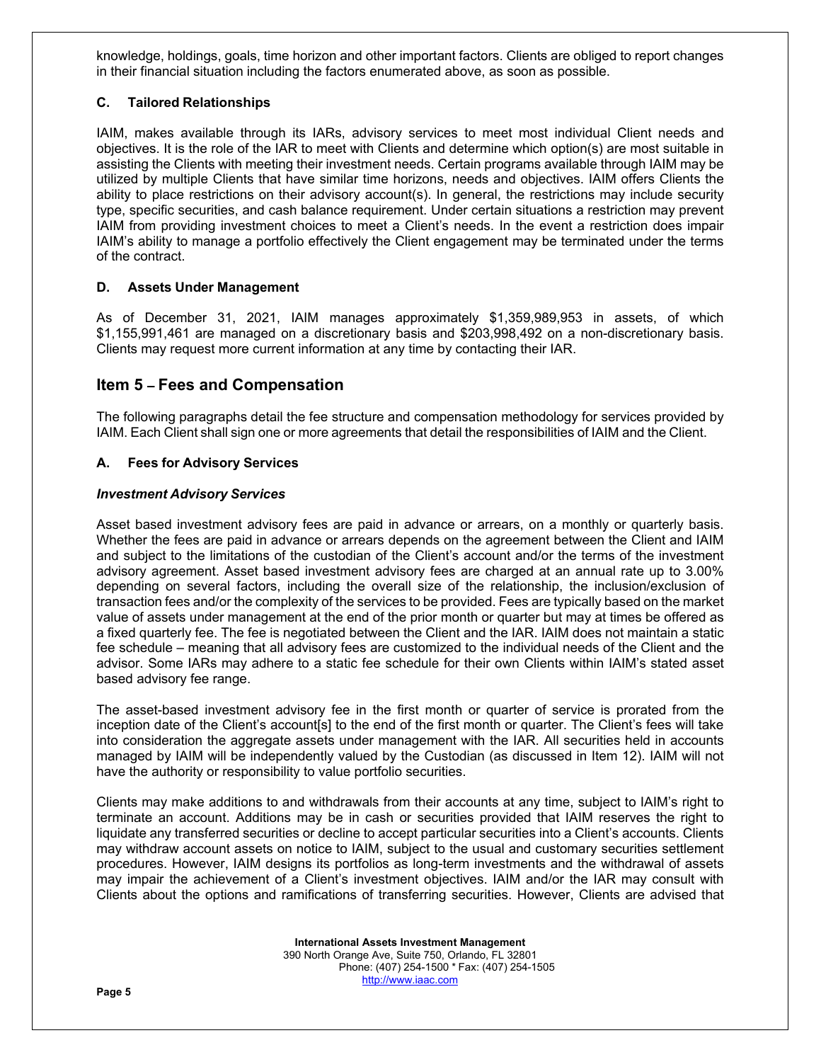knowledge, holdings, goals, time horizon and other important factors. Clients are obliged to report changes in their financial situation including the factors enumerated above, as soon as possible.

### C. Tailored Relationships

IAIM, makes available through its IARs, advisory services to meet most individual Client needs and objectives. It is the role of the IAR to meet with Clients and determine which option(s) are most suitable in assisting the Clients with meeting their investment needs. Certain programs available through IAIM may be utilized by multiple Clients that have similar time horizons, needs and objectives. IAIM offers Clients the ability to place restrictions on their advisory account(s). In general, the restrictions may include security type, specific securities, and cash balance requirement. Under certain situations a restriction may prevent IAIM from providing investment choices to meet a Client's needs. In the event a restriction does impair IAIM's ability to manage a portfolio effectively the Client engagement may be terminated under the terms of the contract.

### D. Assets Under Management

As of December 31, 2021, IAIM manages approximately $1,359,989,953 in assets, of which $1,155,991,461 are managed on a discretionary basis and $203,998,492 on a non-discretionary basis. Clients may request more current information at any time by contacting their IAR.

## Item 5 – Fees and Compensation

The following paragraphs detail the fee structure and compensation methodology for services provided by IAIM. Each Client shall sign one or more agreements that detail the responsibilities of IAIM and the Client.

### A. Fees for Advisory Services

***Investment Advisory Services***

Asset based investment advisory fees are paid in advance or arrears, on a monthly or quarterly basis. Whether the fees are paid in advance or arrears depends on the agreement between the Client and IAIM and subject to the limitations of the custodian of the Client's account and/or the terms of the investment advisory agreement. Asset based investment advisory fees are charged at an annual rate up to 3.00% depending on several factors, including the overall size of the relationship, the inclusion/exclusion of transaction fees and/or the complexity of the services to be provided. Fees are typically based on the market value of assets under management at the end of the prior month or quarter but may at times be offered as a fixed quarterly fee. The fee is negotiated between the Client and the IAR. IAIM does not maintain a static fee schedule – meaning that all advisory fees are customized to the individual needs of the Client and the advisor. Some IARs may adhere to a static fee schedule for their own Clients within IAIM's stated asset based advisory fee range.

The asset-based investment advisory fee in the first month or quarter of service is prorated from the inception date of the Client's account[s] to the end of the first month or quarter. The Client's fees will take into consideration the aggregate assets under management with the IAR. All securities held in accounts managed by IAIM will be independently valued by the Custodian (as discussed in Item 12). IAIM will not have the authority or responsibility to value portfolio securities.

Clients may make additions to and withdrawals from their accounts at any time, subject to IAIM's right to terminate an account. Additions may be in cash or securities provided that IAIM reserves the right to liquidate any transferred securities or decline to accept particular securities into a Client's accounts. Clients may withdraw account assets on notice to IAIM, subject to the usual and customary securities settlement procedures. However, IAIM designs its portfolios as long-term investments and the withdrawal of assets may impair the achievement of a Client's investment objectives. IAIM and/or the IAR may consult with Clients about the options and ramifications of transferring securities. However, Clients are advised that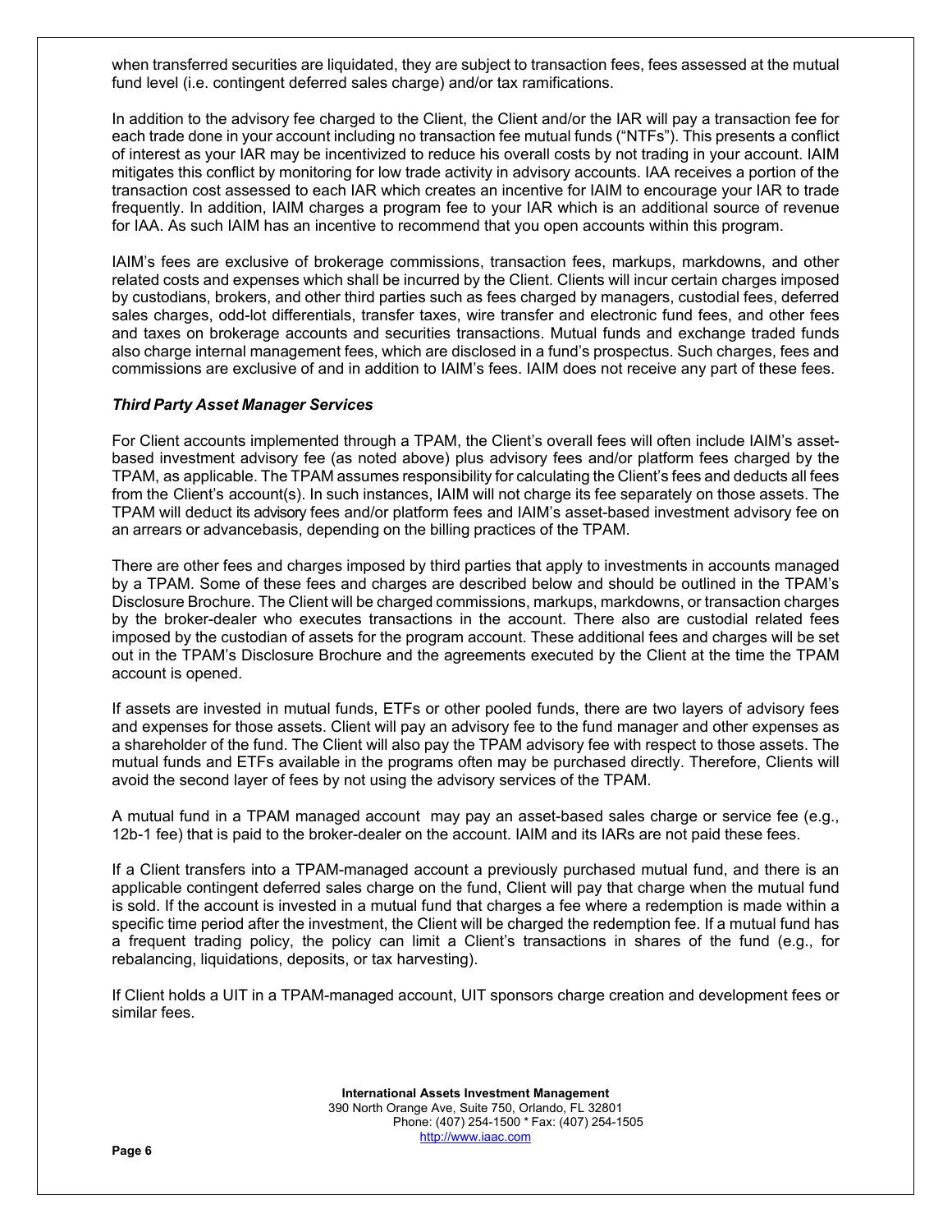when transferred securities are liquidated, they are subject to transaction fees, fees assessed at the mutual fund level (i.e. contingent deferred sales charge) and/or tax ramifications.

In addition to the advisory fee charged to the Client, the Client and/or the IAR will pay a transaction fee for each trade done in your account including no transaction fee mutual funds ("NTFs"). This presents a conflict of interest as your IAR may be incentivized to reduce his overall costs by not trading in your account. IAIM mitigates this conflict by monitoring for low trade activity in advisory accounts. IAA receives a portion of the transaction cost assessed to each IAR which creates an incentive for IAIM to encourage your IAR to trade frequently. In addition, IAIM charges a program fee to your IAR which is an additional source of revenue for IAA. As such IAIM has an incentive to recommend that you open accounts within this program.

IAIM's fees are exclusive of brokerage commissions, transaction fees, markups, markdowns, and other related costs and expenses which shall be incurred by the Client. Clients will incur certain charges imposed by custodians, brokers, and other third parties such as fees charged by managers, custodial fees, deferred sales charges, odd-lot differentials, transfer taxes, wire transfer and electronic fund fees, and other fees and taxes on brokerage accounts and securities transactions. Mutual funds and exchange traded funds also charge internal management fees, which are disclosed in a fund's prospectus. Such charges, fees and commissions are exclusive of and in addition to IAIM's fees. IAIM does not receive any part of these fees.

***Third Party Asset Manager Services***

For Client accounts implemented through a TPAM, the Client's overall fees will often include IAIM's asset-based investment advisory fee (as noted above) plus advisory fees and/or platform fees charged by the TPAM, as applicable. The TPAM assumes responsibility for calculating the Client's fees and deducts all fees from the Client's account(s). In such instances, IAIM will not charge its fee separately on those assets. The TPAM will deduct its advisory fees and/or platform fees and IAIM's asset-based investment advisory fee on an arrears or advancebasis, depending on the billing practices of the TPAM.

There are other fees and charges imposed by third parties that apply to investments in accounts managed by a TPAM. Some of these fees and charges are described below and should be outlined in the TPAM's Disclosure Brochure. The Client will be charged commissions, markups, markdowns, or transaction charges by the broker-dealer who executes transactions in the account. There also are custodial related fees imposed by the custodian of assets for the program account. These additional fees and charges will be set out in the TPAM's Disclosure Brochure and the agreements executed by the Client at the time the TPAM account is opened.

If assets are invested in mutual funds, ETFs or other pooled funds, there are two layers of advisory fees and expenses for those assets. Client will pay an advisory fee to the fund manager and other expenses as a shareholder of the fund. The Client will also pay the TPAM advisory fee with respect to those assets. The mutual funds and ETFs available in the programs often may be purchased directly. Therefore, Clients will avoid the second layer of fees by not using the advisory services of the TPAM.

A mutual fund in a TPAM managed account may pay an asset-based sales charge or service fee (e.g., 12b-1 fee) that is paid to the broker-dealer on the account. IAIM and its IARs are not paid these fees.

If a Client transfers into a TPAM-managed account a previously purchased mutual fund, and there is an applicable contingent deferred sales charge on the fund, Client will pay that charge when the mutual fund is sold. If the account is invested in a mutual fund that charges a fee where a redemption is made within a specific time period after the investment, the Client will be charged the redemption fee. If a mutual fund has a frequent trading policy, the policy can limit a Client's transactions in shares of the fund (e.g., for rebalancing, liquidations, deposits, or tax harvesting).

If Client holds a UIT in a TPAM-managed account, UIT sponsors charge creation and development fees or similar fees.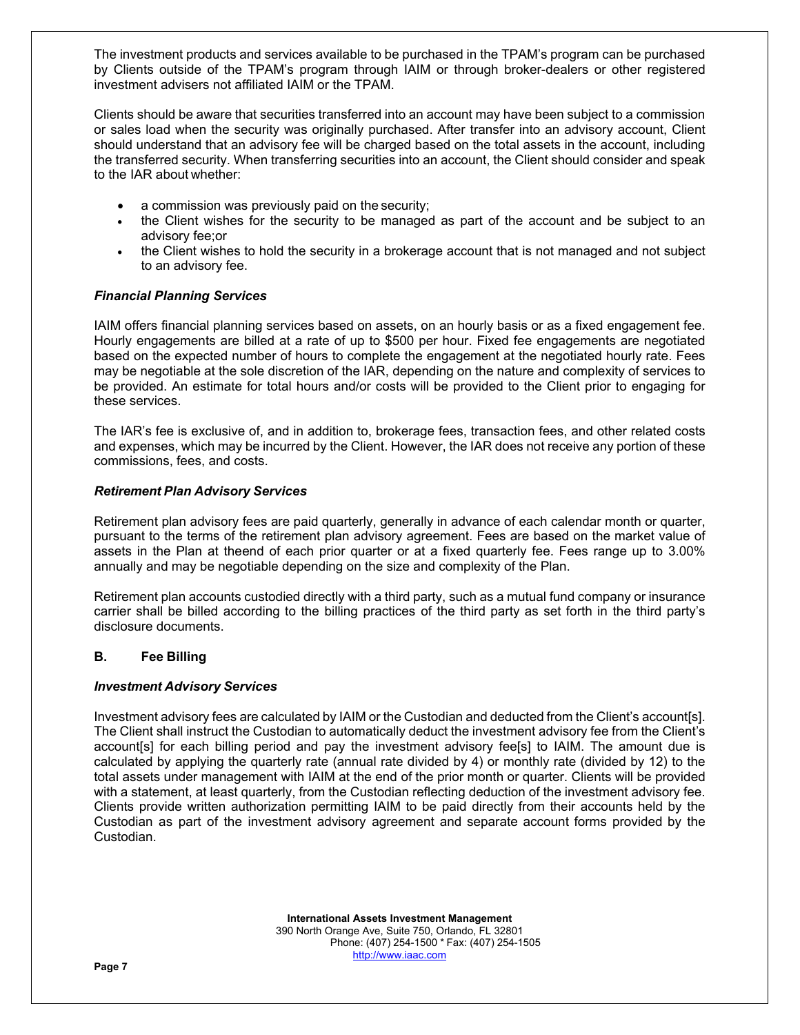The investment products and services available to be purchased in the TPAM's program can be purchased by Clients outside of the TPAM's program through IAIM or through broker-dealers or other registered investment advisers not affiliated IAIM or the TPAM.

Clients should be aware that securities transferred into an account may have been subject to a commission or sales load when the security was originally purchased. After transfer into an advisory account, Client should understand that an advisory fee will be charged based on the total assets in the account, including the transferred security. When transferring securities into an account, the Client should consider and speak to the IAR about whether:

- a commission was previously paid on the security;
- the Client wishes for the security to be managed as part of the account and be subject to an advisory fee;or
- the Client wishes to hold the security in a brokerage account that is not managed and not subject to an advisory fee.

***Financial Planning Services***

IAIM offers financial planning services based on assets, on an hourly basis or as a fixed engagement fee. Hourly engagements are billed at a rate of up to $500 per hour. Fixed fee engagements are negotiated based on the expected number of hours to complete the engagement at the negotiated hourly rate. Fees may be negotiable at the sole discretion of the IAR, depending on the nature and complexity of services to be provided. An estimate for total hours and/or costs will be provided to the Client prior to engaging for these services.

The IAR's fee is exclusive of, and in addition to, brokerage fees, transaction fees, and other related costs and expenses, which may be incurred by the Client. However, the IAR does not receive any portion of these commissions, fees, and costs.

***Retirement Plan Advisory Services***

Retirement plan advisory fees are paid quarterly, generally in advance of each calendar month or quarter, pursuant to the terms of the retirement plan advisory agreement. Fees are based on the market value of assets in the Plan at theend of each prior quarter or at a fixed quarterly fee. Fees range up to 3.00% annually and may be negotiable depending on the size and complexity of the Plan.

Retirement plan accounts custodied directly with a third party, such as a mutual fund company or insurance carrier shall be billed according to the billing practices of the third party as set forth in the third party's disclosure documents.

## B. Fee Billing

***Investment Advisory Services***

Investment advisory fees are calculated by IAIM or the Custodian and deducted from the Client's account[s]. The Client shall instruct the Custodian to automatically deduct the investment advisory fee from the Client's account[s] for each billing period and pay the investment advisory fee[s] to IAIM. The amount due is calculated by applying the quarterly rate (annual rate divided by 4) or monthly rate (divided by 12) to the total assets under management with IAIM at the end of the prior month or quarter. Clients will be provided with a statement, at least quarterly, from the Custodian reflecting deduction of the investment advisory fee. Clients provide written authorization permitting IAIM to be paid directly from their accounts held by the Custodian as part of the investment advisory agreement and separate account forms provided by the Custodian.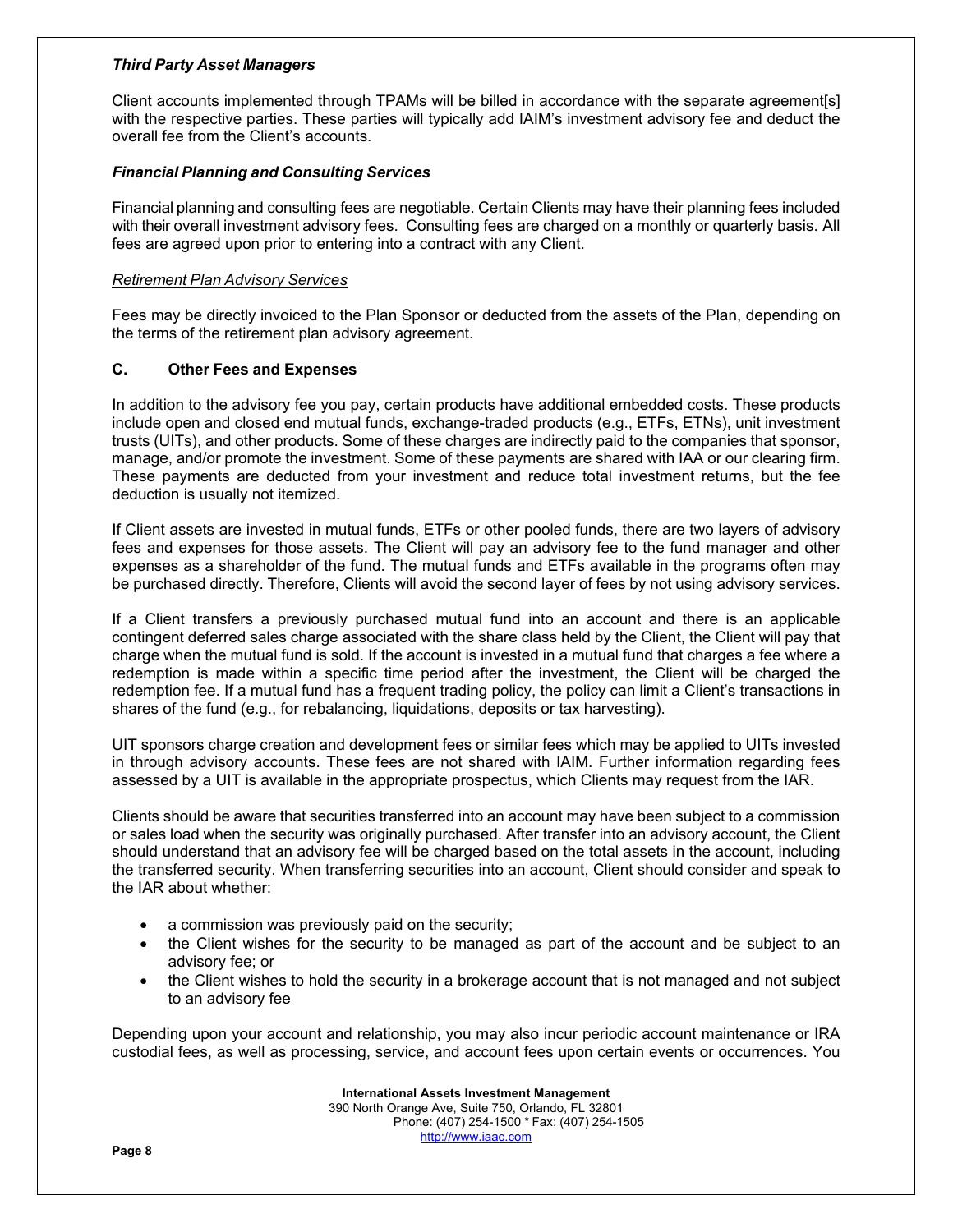### *Third Party Asset Managers*

Client accounts implemented through TPAMs will be billed in accordance with the separate agreement[s] with the respective parties. These parties will typically add IAIM's investment advisory fee and deduct the overall fee from the Client's accounts.

### *Financial Planning and Consulting Services*

Financial planning and consulting fees are negotiable. Certain Clients may have their planning fees included with their overall investment advisory fees. Consulting fees are charged on a monthly or quarterly basis. All fees are agreed upon prior to entering into a contract with any Client.

*Retirement Plan Advisory Services*

Fees may be directly invoiced to the Plan Sponsor or deducted from the assets of the Plan, depending on the terms of the retirement plan advisory agreement.

## C. Other Fees and Expenses

In addition to the advisory fee you pay, certain products have additional embedded costs. These products include open and closed end mutual funds, exchange-traded products (e.g., ETFs, ETNs), unit investment trusts (UITs), and other products. Some of these charges are indirectly paid to the companies that sponsor, manage, and/or promote the investment. Some of these payments are shared with IAA or our clearing firm. These payments are deducted from your investment and reduce total investment returns, but the fee deduction is usually not itemized.

If Client assets are invested in mutual funds, ETFs or other pooled funds, there are two layers of advisory fees and expenses for those assets. The Client will pay an advisory fee to the fund manager and other expenses as a shareholder of the fund. The mutual funds and ETFs available in the programs often may be purchased directly. Therefore, Clients will avoid the second layer of fees by not using advisory services.

If a Client transfers a previously purchased mutual fund into an account and there is an applicable contingent deferred sales charge associated with the share class held by the Client, the Client will pay that charge when the mutual fund is sold. If the account is invested in a mutual fund that charges a fee where a redemption is made within a specific time period after the investment, the Client will be charged the redemption fee. If a mutual fund has a frequent trading policy, the policy can limit a Client's transactions in shares of the fund (e.g., for rebalancing, liquidations, deposits or tax harvesting).

UIT sponsors charge creation and development fees or similar fees which may be applied to UITs invested in through advisory accounts. These fees are not shared with IAIM. Further information regarding fees assessed by a UIT is available in the appropriate prospectus, which Clients may request from the IAR.

Clients should be aware that securities transferred into an account may have been subject to a commission or sales load when the security was originally purchased. After transfer into an advisory account, the Client should understand that an advisory fee will be charged based on the total assets in the account, including the transferred security. When transferring securities into an account, Client should consider and speak to the IAR about whether:

- a commission was previously paid on the security;
- the Client wishes for the security to be managed as part of the account and be subject to an advisory fee; or
- the Client wishes to hold the security in a brokerage account that is not managed and not subject to an advisory fee

Depending upon your account and relationship, you may also incur periodic account maintenance or IRA custodial fees, as well as processing, service, and account fees upon certain events or occurrences. You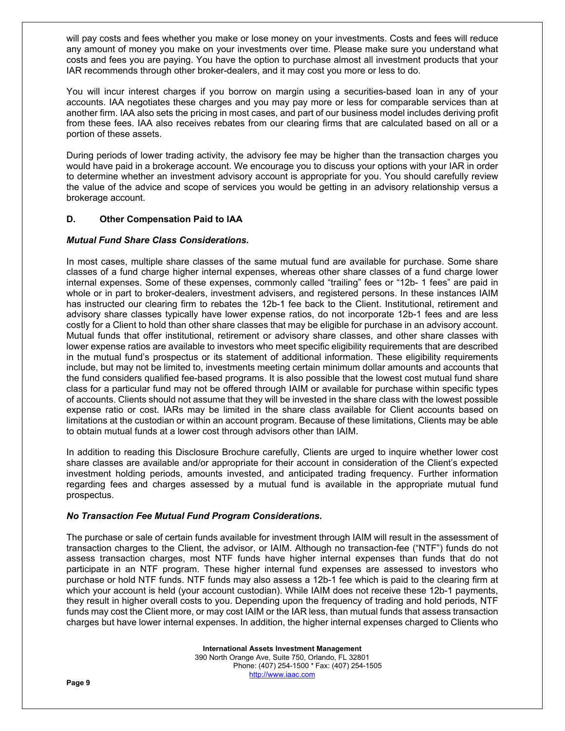will pay costs and fees whether you make or lose money on your investments. Costs and fees will reduce any amount of money you make on your investments over time. Please make sure you understand what costs and fees you are paying. You have the option to purchase almost all investment products that your IAR recommends through other broker-dealers, and it may cost you more or less to do.

You will incur interest charges if you borrow on margin using a securities-based loan in any of your accounts. IAA negotiates these charges and you may pay more or less for comparable services than at another firm. IAA also sets the pricing in most cases, and part of our business model includes deriving profit from these fees. IAA also receives rebates from our clearing firms that are calculated based on all or a portion of these assets.

During periods of lower trading activity, the advisory fee may be higher than the transaction charges you would have paid in a brokerage account. We encourage you to discuss your options with your IAR in order to determine whether an investment advisory account is appropriate for you. You should carefully review the value of the advice and scope of services you would be getting in an advisory relationship versus a brokerage account.

### D. Other Compensation Paid to IAA

***Mutual Fund Share Class Considerations.***

In most cases, multiple share classes of the same mutual fund are available for purchase. Some share classes of a fund charge higher internal expenses, whereas other share classes of a fund charge lower internal expenses. Some of these expenses, commonly called "trailing" fees or "12b- 1 fees" are paid in whole or in part to broker-dealers, investment advisers, and registered persons. In these instances IAIM has instructed our clearing firm to rebates the 12b-1 fee back to the Client. Institutional, retirement and advisory share classes typically have lower expense ratios, do not incorporate 12b-1 fees and are less costly for a Client to hold than other share classes that may be eligible for purchase in an advisory account. Mutual funds that offer institutional, retirement or advisory share classes, and other share classes with lower expense ratios are available to investors who meet specific eligibility requirements that are described in the mutual fund's prospectus or its statement of additional information. These eligibility requirements include, but may not be limited to, investments meeting certain minimum dollar amounts and accounts that the fund considers qualified fee-based programs. It is also possible that the lowest cost mutual fund share class for a particular fund may not be offered through IAIM or available for purchase within specific types of accounts. Clients should not assume that they will be invested in the share class with the lowest possible expense ratio or cost. IARs may be limited in the share class available for Client accounts based on limitations at the custodian or within an account program. Because of these limitations, Clients may be able to obtain mutual funds at a lower cost through advisors other than IAIM.

In addition to reading this Disclosure Brochure carefully, Clients are urged to inquire whether lower cost share classes are available and/or appropriate for their account in consideration of the Client's expected investment holding periods, amounts invested, and anticipated trading frequency. Further information regarding fees and charges assessed by a mutual fund is available in the appropriate mutual fund prospectus.

***No Transaction Fee Mutual Fund Program Considerations.***

The purchase or sale of certain funds available for investment through IAIM will result in the assessment of transaction charges to the Client, the advisor, or IAIM. Although no transaction-fee ("NTF") funds do not assess transaction charges, most NTF funds have higher internal expenses than funds that do not participate in an NTF program. These higher internal fund expenses are assessed to investors who purchase or hold NTF funds. NTF funds may also assess a 12b-1 fee which is paid to the clearing firm at which your account is held (your account custodian). While IAIM does not receive these 12b-1 payments, they result in higher overall costs to you. Depending upon the frequency of trading and hold periods, NTF funds may cost the Client more, or may cost IAIM or the IAR less, than mutual funds that assess transaction charges but have lower internal expenses. In addition, the higher internal expenses charged to Clients who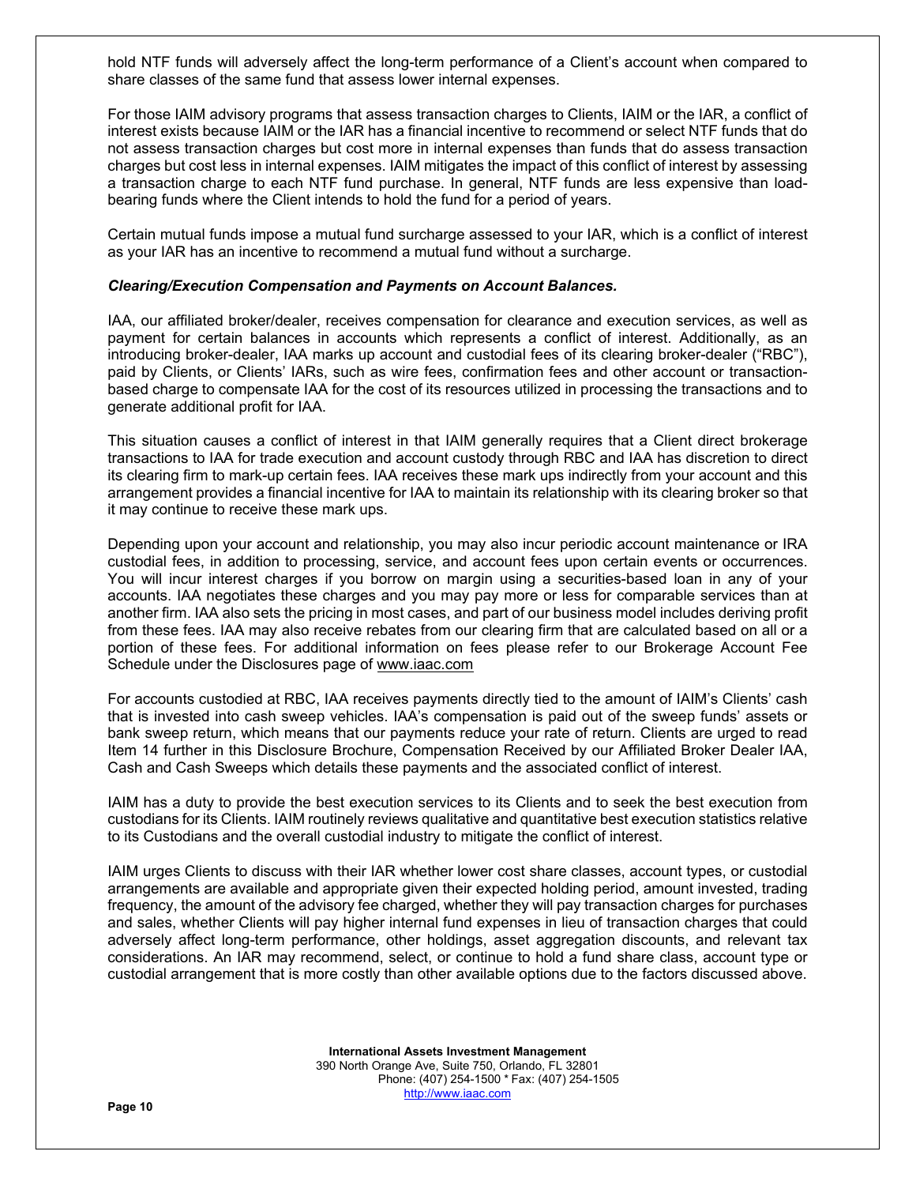hold NTF funds will adversely affect the long-term performance of a Client's account when compared to share classes of the same fund that assess lower internal expenses.

For those IAIM advisory programs that assess transaction charges to Clients, IAIM or the IAR, a conflict of interest exists because IAIM or the IAR has a financial incentive to recommend or select NTF funds that do not assess transaction charges but cost more in internal expenses than funds that do assess transaction charges but cost less in internal expenses. IAIM mitigates the impact of this conflict of interest by assessing a transaction charge to each NTF fund purchase. In general, NTF funds are less expensive than load-bearing funds where the Client intends to hold the fund for a period of years.

Certain mutual funds impose a mutual fund surcharge assessed to your IAR, which is a conflict of interest as your IAR has an incentive to recommend a mutual fund without a surcharge.

***Clearing/Execution Compensation and Payments on Account Balances.***

IAA, our affiliated broker/dealer, receives compensation for clearance and execution services, as well as payment for certain balances in accounts which represents a conflict of interest. Additionally, as an introducing broker-dealer, IAA marks up account and custodial fees of its clearing broker-dealer ("RBC"), paid by Clients, or Clients' IARs, such as wire fees, confirmation fees and other account or transaction-based charge to compensate IAA for the cost of its resources utilized in processing the transactions and to generate additional profit for IAA.

This situation causes a conflict of interest in that IAIM generally requires that a Client direct brokerage transactions to IAA for trade execution and account custody through RBC and IAA has discretion to direct its clearing firm to mark-up certain fees. IAA receives these mark ups indirectly from your account and this arrangement provides a financial incentive for IAA to maintain its relationship with its clearing broker so that it may continue to receive these mark ups.

Depending upon your account and relationship, you may also incur periodic account maintenance or IRA custodial fees, in addition to processing, service, and account fees upon certain events or occurrences. You will incur interest charges if you borrow on margin using a securities-based loan in any of your accounts. IAA negotiates these charges and you may pay more or less for comparable services than at another firm. IAA also sets the pricing in most cases, and part of our business model includes deriving profit from these fees. IAA may also receive rebates from our clearing firm that are calculated based on all or a portion of these fees. For additional information on fees please refer to our Brokerage Account Fee Schedule under the Disclosures page of www.iaac.com

For accounts custodied at RBC, IAA receives payments directly tied to the amount of IAIM's Clients' cash that is invested into cash sweep vehicles. IAA's compensation is paid out of the sweep funds' assets or bank sweep return, which means that our payments reduce your rate of return. Clients are urged to read Item 14 further in this Disclosure Brochure, Compensation Received by our Affiliated Broker Dealer IAA, Cash and Cash Sweeps which details these payments and the associated conflict of interest.

IAIM has a duty to provide the best execution services to its Clients and to seek the best execution from custodians for its Clients. IAIM routinely reviews qualitative and quantitative best execution statistics relative to its Custodians and the overall custodial industry to mitigate the conflict of interest.

IAIM urges Clients to discuss with their IAR whether lower cost share classes, account types, or custodial arrangements are available and appropriate given their expected holding period, amount invested, trading frequency, the amount of the advisory fee charged, whether they will pay transaction charges for purchases and sales, whether Clients will pay higher internal fund expenses in lieu of transaction charges that could adversely affect long-term performance, other holdings, asset aggregation discounts, and relevant tax considerations. An IAR may recommend, select, or continue to hold a fund share class, account type or custodial arrangement that is more costly than other available options due to the factors discussed above.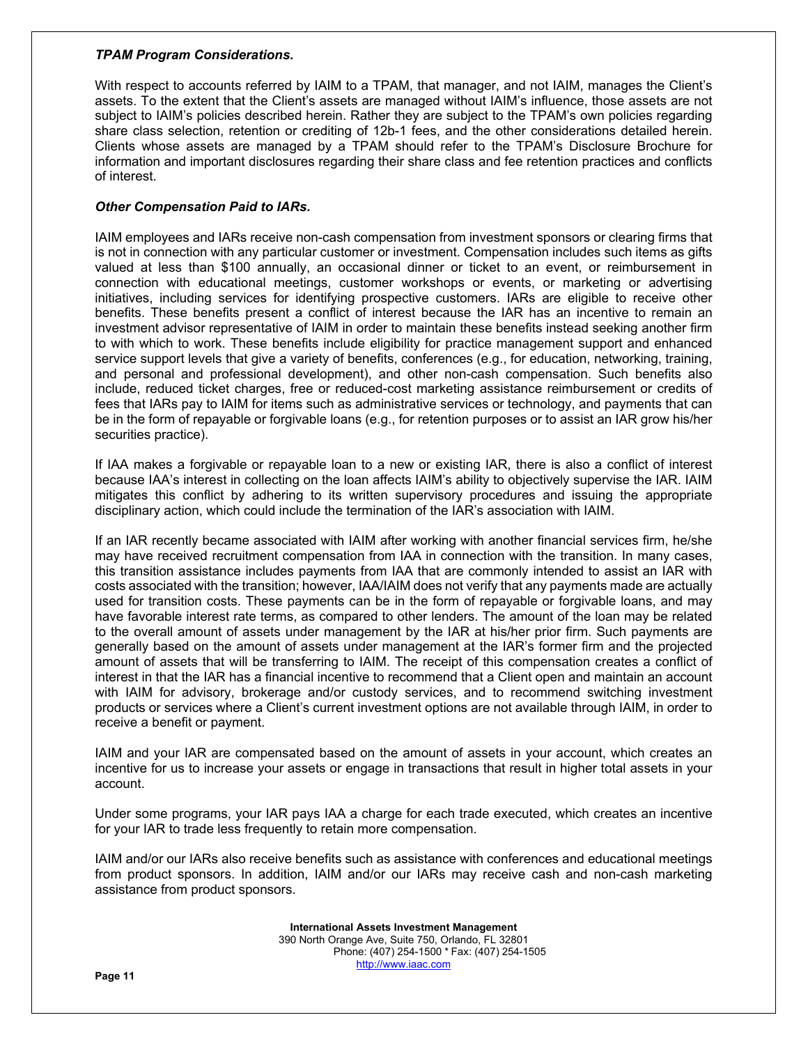***TPAM Program Considerations.***

With respect to accounts referred by IAIM to a TPAM, that manager, and not IAIM, manages the Client's assets. To the extent that the Client's assets are managed without IAIM's influence, those assets are not subject to IAIM's policies described herein. Rather they are subject to the TPAM's own policies regarding share class selection, retention or crediting of 12b-1 fees, and the other considerations detailed herein. Clients whose assets are managed by a TPAM should refer to the TPAM's Disclosure Brochure for information and important disclosures regarding their share class and fee retention practices and conflicts of interest.

***Other Compensation Paid to IARs.***

IAIM employees and IARs receive non-cash compensation from investment sponsors or clearing firms that is not in connection with any particular customer or investment. Compensation includes such items as gifts valued at less than $100 annually, an occasional dinner or ticket to an event, or reimbursement in connection with educational meetings, customer workshops or events, or marketing or advertising initiatives, including services for identifying prospective customers. IARs are eligible to receive other benefits. These benefits present a conflict of interest because the IAR has an incentive to remain an investment advisor representative of IAIM in order to maintain these benefits instead seeking another firm to with which to work. These benefits include eligibility for practice management support and enhanced service support levels that give a variety of benefits, conferences (e.g., for education, networking, training, and personal and professional development), and other non-cash compensation. Such benefits also include, reduced ticket charges, free or reduced-cost marketing assistance reimbursement or credits of fees that IARs pay to IAIM for items such as administrative services or technology, and payments that can be in the form of repayable or forgivable loans (e.g., for retention purposes or to assist an IAR grow his/her securities practice).

If IAA makes a forgivable or repayable loan to a new or existing IAR, there is also a conflict of interest because IAA's interest in collecting on the loan affects IAIM's ability to objectively supervise the IAR. IAIM mitigates this conflict by adhering to its written supervisory procedures and issuing the appropriate disciplinary action, which could include the termination of the IAR's association with IAIM.

If an IAR recently became associated with IAIM after working with another financial services firm, he/she may have received recruitment compensation from IAA in connection with the transition. In many cases, this transition assistance includes payments from IAA that are commonly intended to assist an IAR with costs associated with the transition; however, IAA/IAIM does not verify that any payments made are actually used for transition costs. These payments can be in the form of repayable or forgivable loans, and may have favorable interest rate terms, as compared to other lenders. The amount of the loan may be related to the overall amount of assets under management by the IAR at his/her prior firm. Such payments are generally based on the amount of assets under management at the IAR's former firm and the projected amount of assets that will be transferring to IAIM. The receipt of this compensation creates a conflict of interest in that the IAR has a financial incentive to recommend that a Client open and maintain an account with IAIM for advisory, brokerage and/or custody services, and to recommend switching investment products or services where a Client's current investment options are not available through IAIM, in order to receive a benefit or payment.

IAIM and your IAR are compensated based on the amount of assets in your account, which creates an incentive for us to increase your assets or engage in transactions that result in higher total assets in your account.

Under some programs, your IAR pays IAA a charge for each trade executed, which creates an incentive for your IAR to trade less frequently to retain more compensation.

IAIM and/or our IARs also receive benefits such as assistance with conferences and educational meetings from product sponsors. In addition, IAIM and/or our IARs may receive cash and non-cash marketing assistance from product sponsors.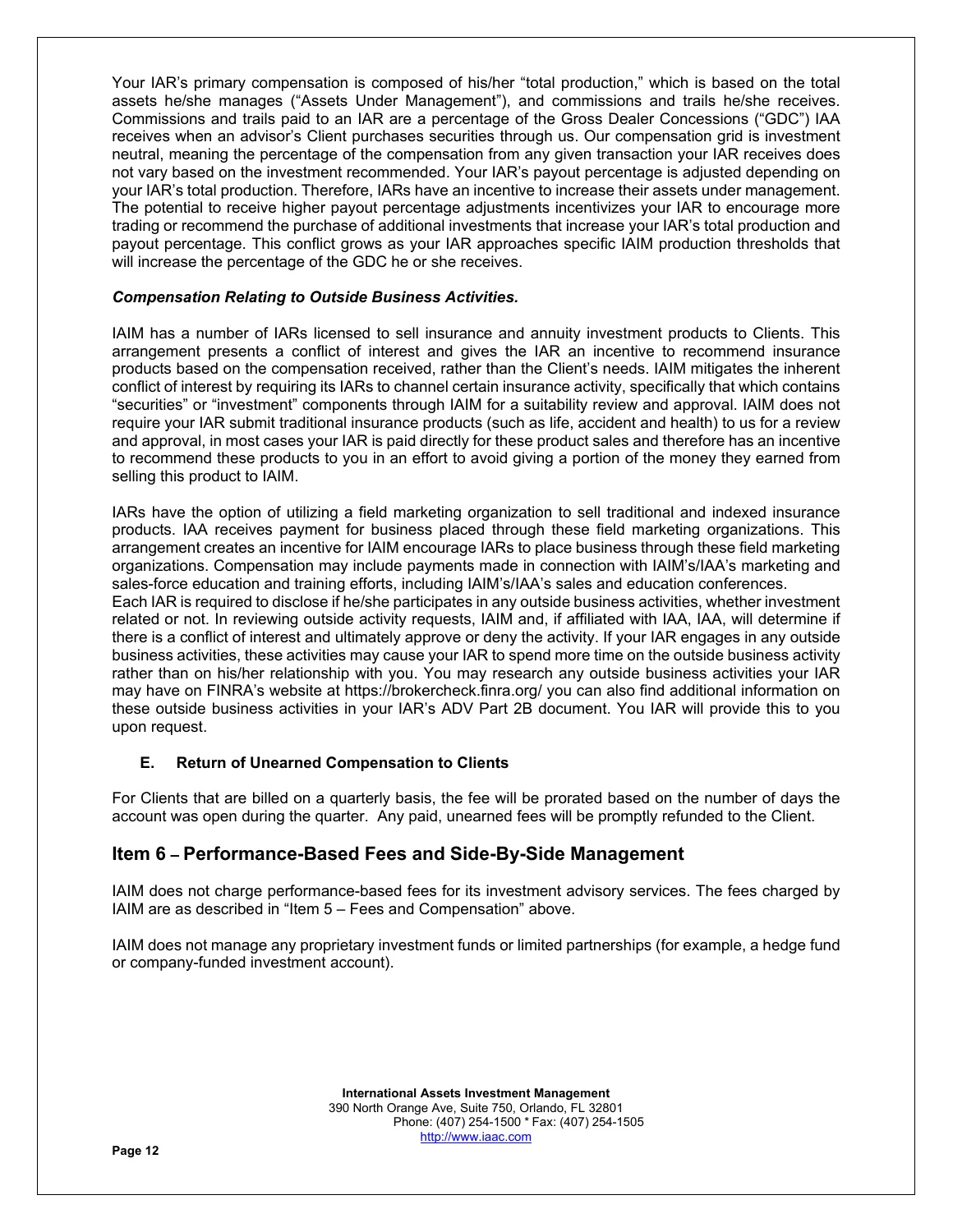Your IAR's primary compensation is composed of his/her "total production," which is based on the total assets he/she manages ("Assets Under Management"), and commissions and trails he/she receives. Commissions and trails paid to an IAR are a percentage of the Gross Dealer Concessions ("GDC") IAA receives when an advisor's Client purchases securities through us. Our compensation grid is investment neutral, meaning the percentage of the compensation from any given transaction your IAR receives does not vary based on the investment recommended. Your IAR's payout percentage is adjusted depending on your IAR's total production. Therefore, IARs have an incentive to increase their assets under management. The potential to receive higher payout percentage adjustments incentivizes your IAR to encourage more trading or recommend the purchase of additional investments that increase your IAR's total production and payout percentage. This conflict grows as your IAR approaches specific IAIM production thresholds that will increase the percentage of the GDC he or she receives.

***Compensation Relating to Outside Business Activities.***

IAIM has a number of IARs licensed to sell insurance and annuity investment products to Clients. This arrangement presents a conflict of interest and gives the IAR an incentive to recommend insurance products based on the compensation received, rather than the Client's needs. IAIM mitigates the inherent conflict of interest by requiring its IARs to channel certain insurance activity, specifically that which contains "securities" or "investment" components through IAIM for a suitability review and approval. IAIM does not require your IAR submit traditional insurance products (such as life, accident and health) to us for a review and approval, in most cases your IAR is paid directly for these product sales and therefore has an incentive to recommend these products to you in an effort to avoid giving a portion of the money they earned from selling this product to IAIM.

IARs have the option of utilizing a field marketing organization to sell traditional and indexed insurance products. IAA receives payment for business placed through these field marketing organizations. This arrangement creates an incentive for IAIM encourage IARs to place business through these field marketing organizations. Compensation may include payments made in connection with IAIM's/IAA's marketing and sales-force education and training efforts, including IAIM's/IAA's sales and education conferences.
Each IAR is required to disclose if he/she participates in any outside business activities, whether investment related or not. In reviewing outside activity requests, IAIM and, if affiliated with IAA, IAA, will determine if there is a conflict of interest and ultimately approve or deny the activity. If your IAR engages in any outside business activities, these activities may cause your IAR to spend more time on the outside business activity rather than on his/her relationship with you. You may research any outside business activities your IAR may have on FINRA's website at https://brokercheck.finra.org/ you can also find additional information on these outside business activities in your IAR's ADV Part 2B document. You IAR will provide this to you upon request.

### E. Return of Unearned Compensation to Clients

For Clients that are billed on a quarterly basis, the fee will be prorated based on the number of days the account was open during the quarter. Any paid, unearned fees will be promptly refunded to the Client.

## Item 6 – Performance-Based Fees and Side-By-Side Management

IAIM does not charge performance-based fees for its investment advisory services. The fees charged by IAIM are as described in "Item 5 – Fees and Compensation" above.

IAIM does not manage any proprietary investment funds or limited partnerships (for example, a hedge fund or company-funded investment account).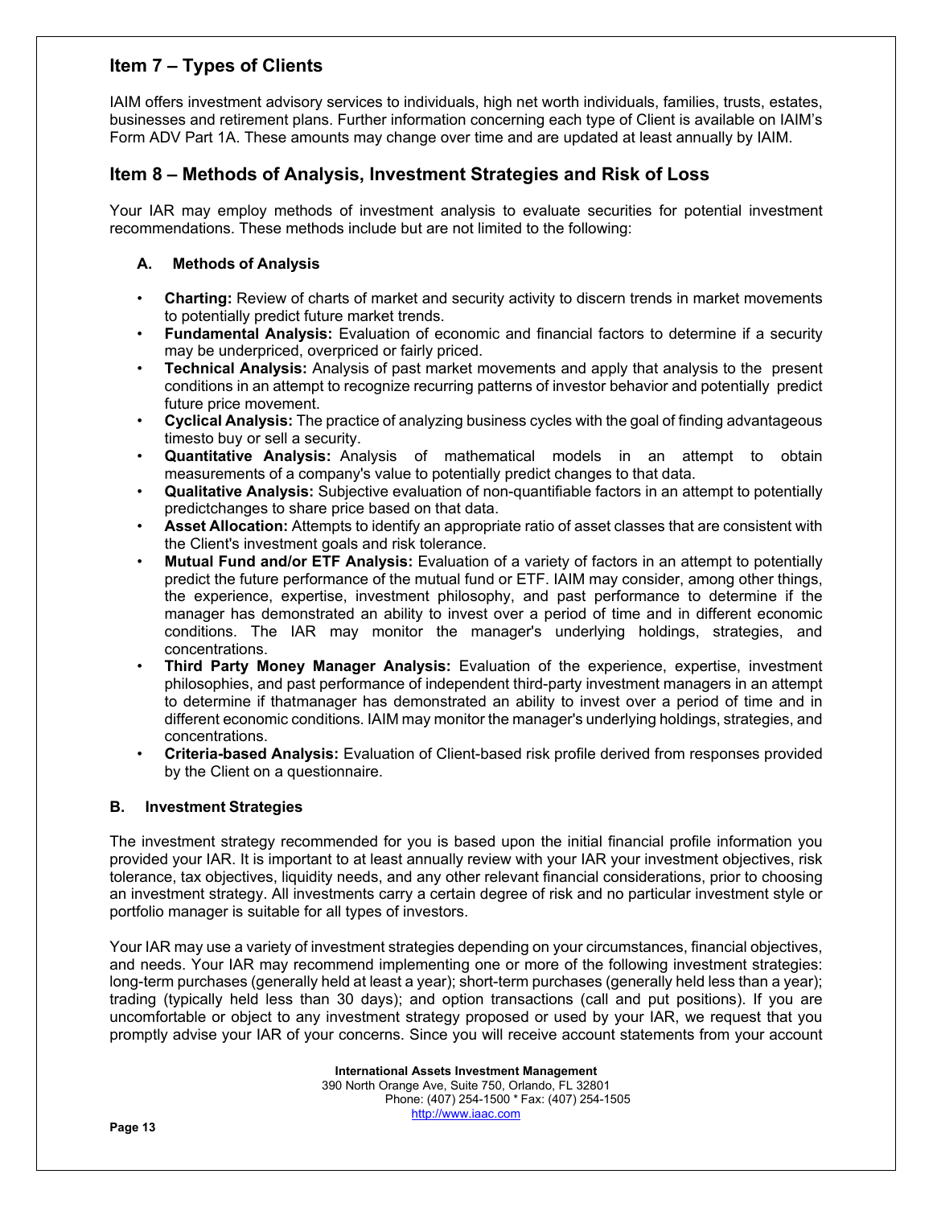## Item 7 – Types of Clients

IAIM offers investment advisory services to individuals, high net worth individuals, families, trusts, estates, businesses and retirement plans. Further information concerning each type of Client is available on IAIM's Form ADV Part 1A. These amounts may change over time and are updated at least annually by IAIM.

## Item 8 – Methods of Analysis, Investment Strategies and Risk of Loss

Your IAR may employ methods of investment analysis to evaluate securities for potential investment recommendations. These methods include but are not limited to the following:

### A. Methods of Analysis

- **Charting:** Review of charts of market and security activity to discern trends in market movements to potentially predict future market trends.
- **Fundamental Analysis:** Evaluation of economic and financial factors to determine if a security may be underpriced, overpriced or fairly priced.
- **Technical Analysis:** Analysis of past market movements and apply that analysis to the present conditions in an attempt to recognize recurring patterns of investor behavior and potentially predict future price movement.
- **Cyclical Analysis:** The practice of analyzing business cycles with the goal of finding advantageous timesto buy or sell a security.
- **Quantitative Analysis:** Analysis of mathematical models in an attempt to obtain measurements of a company's value to potentially predict changes to that data.
- **Qualitative Analysis:** Subjective evaluation of non-quantifiable factors in an attempt to potentially predictchanges to share price based on that data.
- **Asset Allocation:** Attempts to identify an appropriate ratio of asset classes that are consistent with the Client's investment goals and risk tolerance.
- **Mutual Fund and/or ETF Analysis:** Evaluation of a variety of factors in an attempt to potentially predict the future performance of the mutual fund or ETF. IAIM may consider, among other things, the experience, expertise, investment philosophy, and past performance to determine if the manager has demonstrated an ability to invest over a period of time and in different economic conditions. The IAR may monitor the manager's underlying holdings, strategies, and concentrations.
- **Third Party Money Manager Analysis:** Evaluation of the experience, expertise, investment philosophies, and past performance of independent third-party investment managers in an attempt to determine if thatmanager has demonstrated an ability to invest over a period of time and in different economic conditions. IAIM may monitor the manager's underlying holdings, strategies, and concentrations.
- **Criteria-based Analysis:** Evaluation of Client-based risk profile derived from responses provided by the Client on a questionnaire.

### B. Investment Strategies

The investment strategy recommended for you is based upon the initial financial profile information you provided your IAR. It is important to at least annually review with your IAR your investment objectives, risk tolerance, tax objectives, liquidity needs, and any other relevant financial considerations, prior to choosing an investment strategy. All investments carry a certain degree of risk and no particular investment style or portfolio manager is suitable for all types of investors.

Your IAR may use a variety of investment strategies depending on your circumstances, financial objectives, and needs. Your IAR may recommend implementing one or more of the following investment strategies: long-term purchases (generally held at least a year); short-term purchases (generally held less than a year); trading (typically held less than 30 days); and option transactions (call and put positions). If you are uncomfortable or object to any investment strategy proposed or used by your IAR, we request that you promptly advise your IAR of your concerns. Since you will receive account statements from your account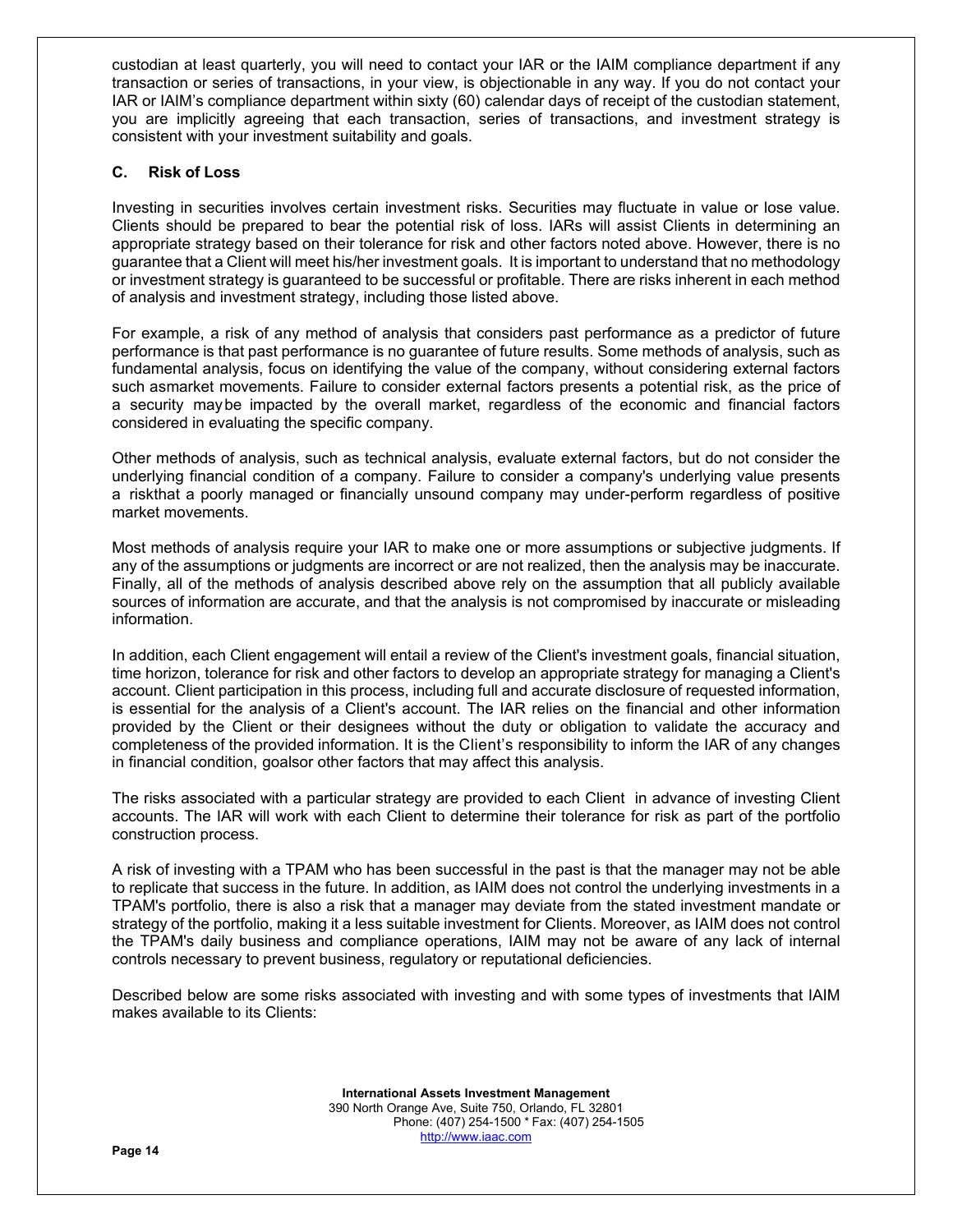custodian at least quarterly, you will need to contact your IAR or the IAIM compliance department if any transaction or series of transactions, in your view, is objectionable in any way. If you do not contact your IAR or IAIM's compliance department within sixty (60) calendar days of receipt of the custodian statement, you are implicitly agreeing that each transaction, series of transactions, and investment strategy is consistent with your investment suitability and goals.

### C. Risk of Loss

Investing in securities involves certain investment risks. Securities may fluctuate in value or lose value. Clients should be prepared to bear the potential risk of loss. IARs will assist Clients in determining an appropriate strategy based on their tolerance for risk and other factors noted above. However, there is no guarantee that a Client will meet his/her investment goals. It is important to understand that no methodology or investment strategy is guaranteed to be successful or profitable. There are risks inherent in each method of analysis and investment strategy, including those listed above.

For example, a risk of any method of analysis that considers past performance as a predictor of future performance is that past performance is no guarantee of future results. Some methods of analysis, such as fundamental analysis, focus on identifying the value of the company, without considering external factors such asmarket movements. Failure to consider external factors presents a potential risk, as the price of a security maybe impacted by the overall market, regardless of the economic and financial factors considered in evaluating the specific company.

Other methods of analysis, such as technical analysis, evaluate external factors, but do not consider the underlying financial condition of a company. Failure to consider a company's underlying value presents a riskthat a poorly managed or financially unsound company may under-perform regardless of positive market movements.

Most methods of analysis require your IAR to make one or more assumptions or subjective judgments. If any of the assumptions or judgments are incorrect or are not realized, then the analysis may be inaccurate. Finally, all of the methods of analysis described above rely on the assumption that all publicly available sources of information are accurate, and that the analysis is not compromised by inaccurate or misleading information.

In addition, each Client engagement will entail a review of the Client's investment goals, financial situation, time horizon, tolerance for risk and other factors to develop an appropriate strategy for managing a Client's account. Client participation in this process, including full and accurate disclosure of requested information, is essential for the analysis of a Client's account. The IAR relies on the financial and other information provided by the Client or their designees without the duty or obligation to validate the accuracy and completeness of the provided information. It is the Client's responsibility to inform the IAR of any changes in financial condition, goalsor other factors that may affect this analysis.

The risks associated with a particular strategy are provided to each Client in advance of investing Client accounts. The IAR will work with each Client to determine their tolerance for risk as part of the portfolio construction process.

A risk of investing with a TPAM who has been successful in the past is that the manager may not be able to replicate that success in the future. In addition, as IAIM does not control the underlying investments in a TPAM's portfolio, there is also a risk that a manager may deviate from the stated investment mandate or strategy of the portfolio, making it a less suitable investment for Clients. Moreover, as IAIM does not control the TPAM's daily business and compliance operations, IAIM may not be aware of any lack of internal controls necessary to prevent business, regulatory or reputational deficiencies.

Described below are some risks associated with investing and with some types of investments that IAIM makes available to its Clients: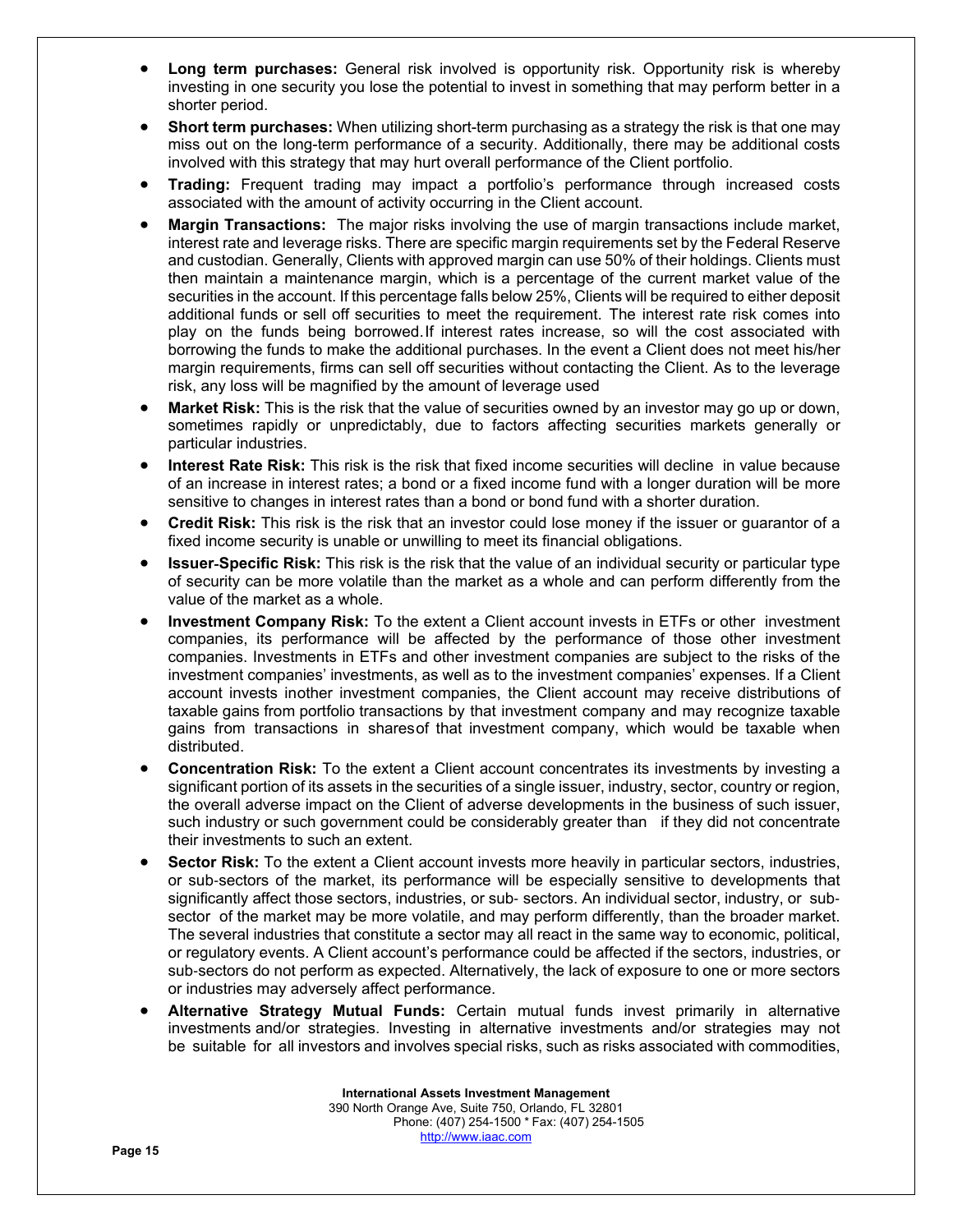- **Long term purchases:** General risk involved is opportunity risk. Opportunity risk is whereby investing in one security you lose the potential to invest in something that may perform better in a shorter period.
- **Short term purchases:** When utilizing short-term purchasing as a strategy the risk is that one may miss out on the long-term performance of a security. Additionally, there may be additional costs involved with this strategy that may hurt overall performance of the Client portfolio.
- **Trading:** Frequent trading may impact a portfolio's performance through increased costs associated with the amount of activity occurring in the Client account.
- **Margin Transactions:** The major risks involving the use of margin transactions include market, interest rate and leverage risks. There are specific margin requirements set by the Federal Reserve and custodian. Generally, Clients with approved margin can use 50% of their holdings. Clients must then maintain a maintenance margin, which is a percentage of the current market value of the securities in the account. If this percentage falls below 25%, Clients will be required to either deposit additional funds or sell off securities to meet the requirement. The interest rate risk comes into play on the funds being borrowed. If interest rates increase, so will the cost associated with borrowing the funds to make the additional purchases. In the event a Client does not meet his/her margin requirements, firms can sell off securities without contacting the Client. As to the leverage risk, any loss will be magnified by the amount of leverage used
- **Market Risk:** This is the risk that the value of securities owned by an investor may go up or down, sometimes rapidly or unpredictably, due to factors affecting securities markets generally or particular industries.
- **Interest Rate Risk:** This risk is the risk that fixed income securities will decline in value because of an increase in interest rates; a bond or a fixed income fund with a longer duration will be more sensitive to changes in interest rates than a bond or bond fund with a shorter duration.
- **Credit Risk:** This risk is the risk that an investor could lose money if the issuer or guarantor of a fixed income security is unable or unwilling to meet its financial obligations.
- **Issuer-Specific Risk:** This risk is the risk that the value of an individual security or particular type of security can be more volatile than the market as a whole and can perform differently from the value of the market as a whole.
- **Investment Company Risk:** To the extent a Client account invests in ETFs or other investment companies, its performance will be affected by the performance of those other investment companies. Investments in ETFs and other investment companies are subject to the risks of the investment companies' investments, as well as to the investment companies' expenses. If a Client account invests inother investment companies, the Client account may receive distributions of taxable gains from portfolio transactions by that investment company and may recognize taxable gains from transactions in sharesof that investment company, which would be taxable when distributed.
- **Concentration Risk:** To the extent a Client account concentrates its investments by investing a significant portion of its assets in the securities of a single issuer, industry, sector, country or region, the overall adverse impact on the Client of adverse developments in the business of such issuer, such industry or such government could be considerably greater than if they did not concentrate their investments to such an extent.
- **Sector Risk:** To the extent a Client account invests more heavily in particular sectors, industries, or sub-sectors of the market, its performance will be especially sensitive to developments that significantly affect those sectors, industries, or sub- sectors. An individual sector, industry, or sub-sector of the market may be more volatile, and may perform differently, than the broader market. The several industries that constitute a sector may all react in the same way to economic, political, or regulatory events. A Client account's performance could be affected if the sectors, industries, or sub-sectors do not perform as expected. Alternatively, the lack of exposure to one or more sectors or industries may adversely affect performance.
- **Alternative Strategy Mutual Funds:** Certain mutual funds invest primarily in alternative investments and/or strategies. Investing in alternative investments and/or strategies may not be suitable for all investors and involves special risks, such as risks associated with commodities,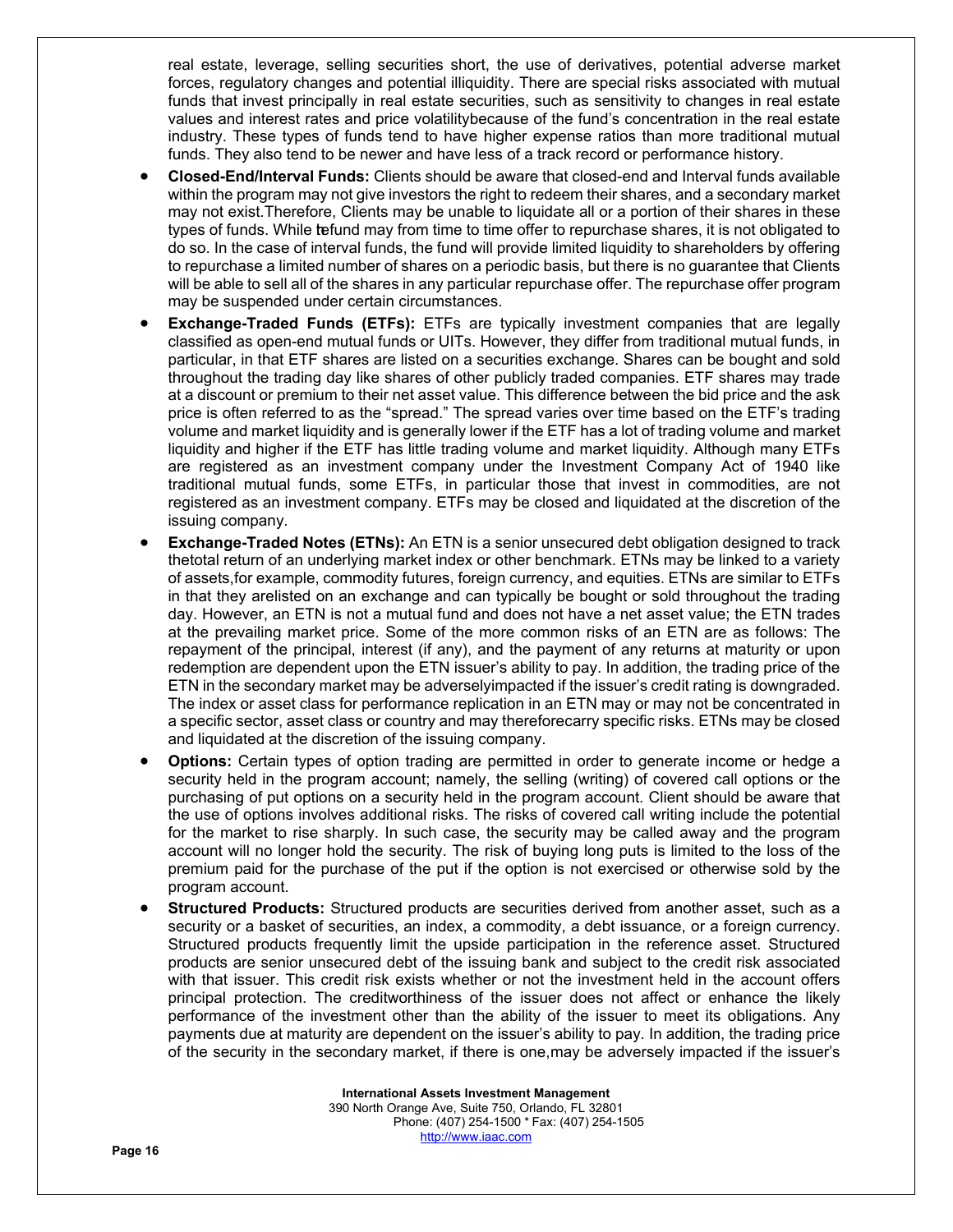real estate, leverage, selling securities short, the use of derivatives, potential adverse market forces, regulatory changes and potential illiquidity. There are special risks associated with mutual funds that invest principally in real estate securities, such as sensitivity to changes in real estate values and interest rates and price volatilitybecause of the fund's concentration in the real estate industry. These types of funds tend to have higher expense ratios than more traditional mutual funds. They also tend to be newer and have less of a track record or performance history.

- **Closed-End/Interval Funds:** Clients should be aware that closed-end and Interval funds available within the program may not give investors the right to redeem their shares, and a secondary market may not exist.Therefore, Clients may be unable to liquidate all or a portion of their shares in these types of funds. While tefund may from time to time offer to repurchase shares, it is not obligated to do so. In the case of interval funds, the fund will provide limited liquidity to shareholders by offering to repurchase a limited number of shares on a periodic basis, but there is no guarantee that Clients will be able to sell all of the shares in any particular repurchase offer. The repurchase offer program may be suspended under certain circumstances.
- **Exchange-Traded Funds (ETFs):** ETFs are typically investment companies that are legally classified as open-end mutual funds or UITs. However, they differ from traditional mutual funds, in particular, in that ETF shares are listed on a securities exchange. Shares can be bought and sold throughout the trading day like shares of other publicly traded companies. ETF shares may trade at a discount or premium to their net asset value. This difference between the bid price and the ask price is often referred to as the "spread." The spread varies over time based on the ETF's trading volume and market liquidity and is generally lower if the ETF has a lot of trading volume and market liquidity and higher if the ETF has little trading volume and market liquidity. Although many ETFs are registered as an investment company under the Investment Company Act of 1940 like traditional mutual funds, some ETFs, in particular those that invest in commodities, are not registered as an investment company. ETFs may be closed and liquidated at the discretion of the issuing company.
- **Exchange-Traded Notes (ETNs):** An ETN is a senior unsecured debt obligation designed to track thetotal return of an underlying market index or other benchmark. ETNs may be linked to a variety of assets,for example, commodity futures, foreign currency, and equities. ETNs are similar to ETFs in that they arelisted on an exchange and can typically be bought or sold throughout the trading day. However, an ETN is not a mutual fund and does not have a net asset value; the ETN trades at the prevailing market price. Some of the more common risks of an ETN are as follows: The repayment of the principal, interest (if any), and the payment of any returns at maturity or upon redemption are dependent upon the ETN issuer's ability to pay. In addition, the trading price of the ETN in the secondary market may be adverselyimpacted if the issuer's credit rating is downgraded. The index or asset class for performance replication in an ETN may or may not be concentrated in a specific sector, asset class or country and may thereforecarry specific risks. ETNs may be closed and liquidated at the discretion of the issuing company.
- **Options:** Certain types of option trading are permitted in order to generate income or hedge a security held in the program account; namely, the selling (writing) of covered call options or the purchasing of put options on a security held in the program account. Client should be aware that the use of options involves additional risks. The risks of covered call writing include the potential for the market to rise sharply. In such case, the security may be called away and the program account will no longer hold the security. The risk of buying long puts is limited to the loss of the premium paid for the purchase of the put if the option is not exercised or otherwise sold by the program account.
- **Structured Products:** Structured products are securities derived from another asset, such as a security or a basket of securities, an index, a commodity, a debt issuance, or a foreign currency. Structured products frequently limit the upside participation in the reference asset. Structured products are senior unsecured debt of the issuing bank and subject to the credit risk associated with that issuer. This credit risk exists whether or not the investment held in the account offers principal protection. The creditworthiness of the issuer does not affect or enhance the likely performance of the investment other than the ability of the issuer to meet its obligations. Any payments due at maturity are dependent on the issuer's ability to pay. In addition, the trading price of the security in the secondary market, if there is one,may be adversely impacted if the issuer's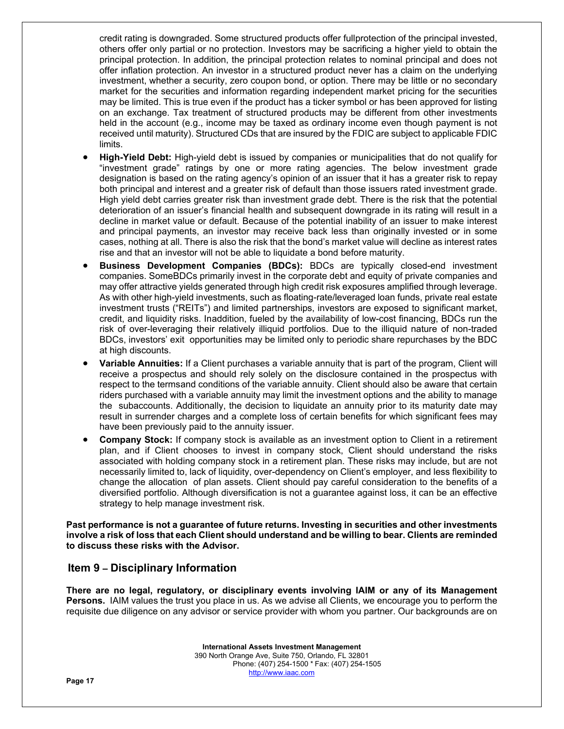credit rating is downgraded. Some structured products offer fullprotection of the principal invested, others offer only partial or no protection. Investors may be sacrificing a higher yield to obtain the principal protection. In addition, the principal protection relates to nominal principal and does not offer inflation protection. An investor in a structured product never has a claim on the underlying investment, whether a security, zero coupon bond, or option. There may be little or no secondary market for the securities and information regarding independent market pricing for the securities may be limited. This is true even if the product has a ticker symbol or has been approved for listing on an exchange. Tax treatment of structured products may be different from other investments held in the account (e.g., income may be taxed as ordinary income even though payment is not received until maturity). Structured CDs that are insured by the FDIC are subject to applicable FDIC limits.

- **High-Yield Debt:** High-yield debt is issued by companies or municipalities that do not qualify for "investment grade" ratings by one or more rating agencies. The below investment grade designation is based on the rating agency's opinion of an issuer that it has a greater risk to repay both principal and interest and a greater risk of default than those issuers rated investment grade. High yield debt carries greater risk than investment grade debt. There is the risk that the potential deterioration of an issuer's financial health and subsequent downgrade in its rating will result in a decline in market value or default. Because of the potential inability of an issuer to make interest and principal payments, an investor may receive back less than originally invested or in some cases, nothing at all. There is also the risk that the bond's market value will decline as interest rates rise and that an investor will not be able to liquidate a bond before maturity.
- **Business Development Companies (BDCs):** BDCs are typically closed-end investment companies. SomeBDCs primarily invest in the corporate debt and equity of private companies and may offer attractive yields generated through high credit risk exposures amplified through leverage. As with other high-yield investments, such as floating-rate/leveraged loan funds, private real estate investment trusts ("REITs") and limited partnerships, investors are exposed to significant market, credit, and liquidity risks. Inaddition, fueled by the availability of low-cost financing, BDCs run the risk of over-leveraging their relatively illiquid portfolios. Due to the illiquid nature of non-traded BDCs, investors' exit opportunities may be limited only to periodic share repurchases by the BDC at high discounts.
- **Variable Annuities:** If a Client purchases a variable annuity that is part of the program, Client will receive a prospectus and should rely solely on the disclosure contained in the prospectus with respect to the termsand conditions of the variable annuity. Client should also be aware that certain riders purchased with a variable annuity may limit the investment options and the ability to manage the subaccounts. Additionally, the decision to liquidate an annuity prior to its maturity date may result in surrender charges and a complete loss of certain benefits for which significant fees may have been previously paid to the annuity issuer.
- **Company Stock:** If company stock is available as an investment option to Client in a retirement plan, and if Client chooses to invest in company stock, Client should understand the risks associated with holding company stock in a retirement plan. These risks may include, but are not necessarily limited to, lack of liquidity, over-dependency on Client's employer, and less flexibility to change the allocation of plan assets. Client should pay careful consideration to the benefits of a diversified portfolio. Although diversification is not a guarantee against loss, it can be an effective strategy to help manage investment risk.

**Past performance is not a guarantee of future returns. Investing in securities and other investments involve a risk of loss that each Client should understand and be willing to bear. Clients are reminded to discuss these risks with the Advisor.**

## Item 9 – Disciplinary Information

**There are no legal, regulatory, or disciplinary events involving IAIM or any of its Management Persons.** IAIM values the trust you place in us. As we advise all Clients, we encourage you to perform the requisite due diligence on any advisor or service provider with whom you partner. Our backgrounds are on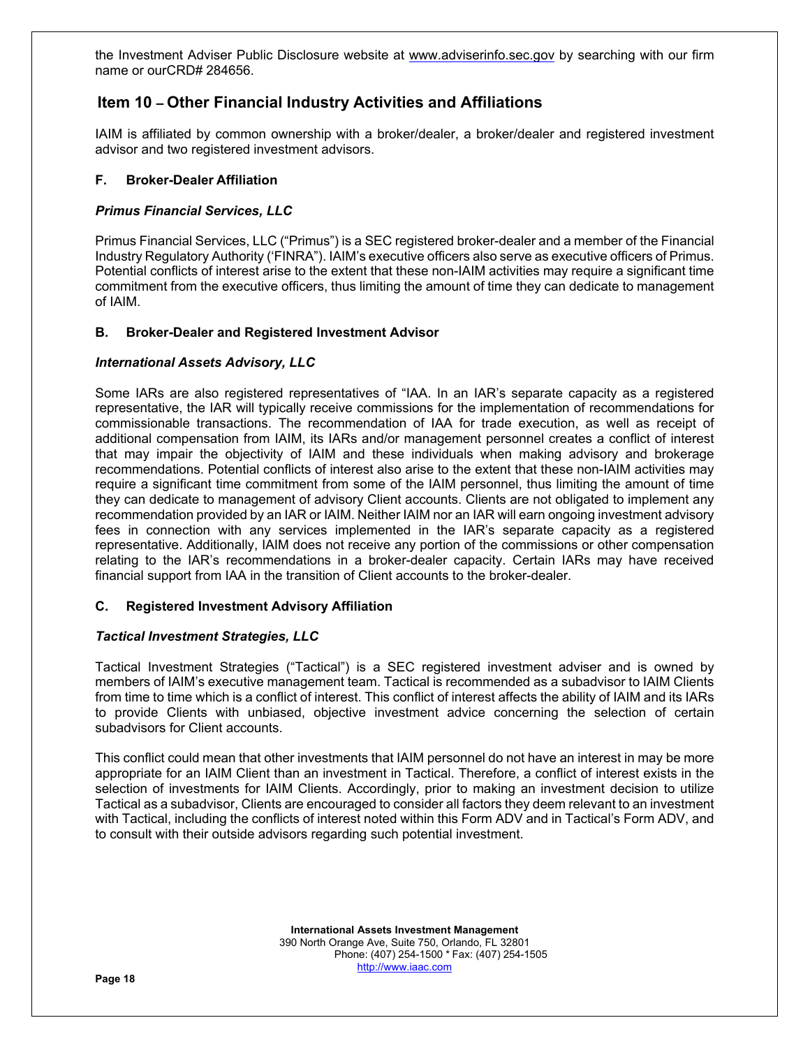the Investment Adviser Public Disclosure website at www.adviserinfo.sec.gov by searching with our firm name or ourCRD# 284656.

## Item 10 – Other Financial Industry Activities and Affiliations

IAIM is affiliated by common ownership with a broker/dealer, a broker/dealer and registered investment advisor and two registered investment advisors.

### F. Broker-Dealer Affiliation

***Primus Financial Services, LLC***

Primus Financial Services, LLC ("Primus") is a SEC registered broker-dealer and a member of the Financial Industry Regulatory Authority ('FINRA"). IAIM's executive officers also serve as executive officers of Primus. Potential conflicts of interest arise to the extent that these non-IAIM activities may require a significant time commitment from the executive officers, thus limiting the amount of time they can dedicate to management of IAIM.

### B. Broker-Dealer and Registered Investment Advisor

***International Assets Advisory, LLC***

Some IARs are also registered representatives of "IAA. In an IAR's separate capacity as a registered representative, the IAR will typically receive commissions for the implementation of recommendations for commissionable transactions. The recommendation of IAA for trade execution, as well as receipt of additional compensation from IAIM, its IARs and/or management personnel creates a conflict of interest that may impair the objectivity of IAIM and these individuals when making advisory and brokerage recommendations. Potential conflicts of interest also arise to the extent that these non-IAIM activities may require a significant time commitment from some of the IAIM personnel, thus limiting the amount of time they can dedicate to management of advisory Client accounts. Clients are not obligated to implement any recommendation provided by an IAR or IAIM. Neither IAIM nor an IAR will earn ongoing investment advisory fees in connection with any services implemented in the IAR's separate capacity as a registered representative. Additionally, IAIM does not receive any portion of the commissions or other compensation relating to the IAR's recommendations in a broker-dealer capacity. Certain IARs may have received financial support from IAA in the transition of Client accounts to the broker-dealer.

### C. Registered Investment Advisory Affiliation

***Tactical Investment Strategies, LLC***

Tactical Investment Strategies ("Tactical") is a SEC registered investment adviser and is owned by members of IAIM's executive management team. Tactical is recommended as a subadvisor to IAIM Clients from time to time which is a conflict of interest. This conflict of interest affects the ability of IAIM and its IARs to provide Clients with unbiased, objective investment advice concerning the selection of certain subadvisors for Client accounts.

This conflict could mean that other investments that IAIM personnel do not have an interest in may be more appropriate for an IAIM Client than an investment in Tactical. Therefore, a conflict of interest exists in the selection of investments for IAIM Clients. Accordingly, prior to making an investment decision to utilize Tactical as a subadvisor, Clients are encouraged to consider all factors they deem relevant to an investment with Tactical, including the conflicts of interest noted within this Form ADV and in Tactical's Form ADV, and to consult with their outside advisors regarding such potential investment.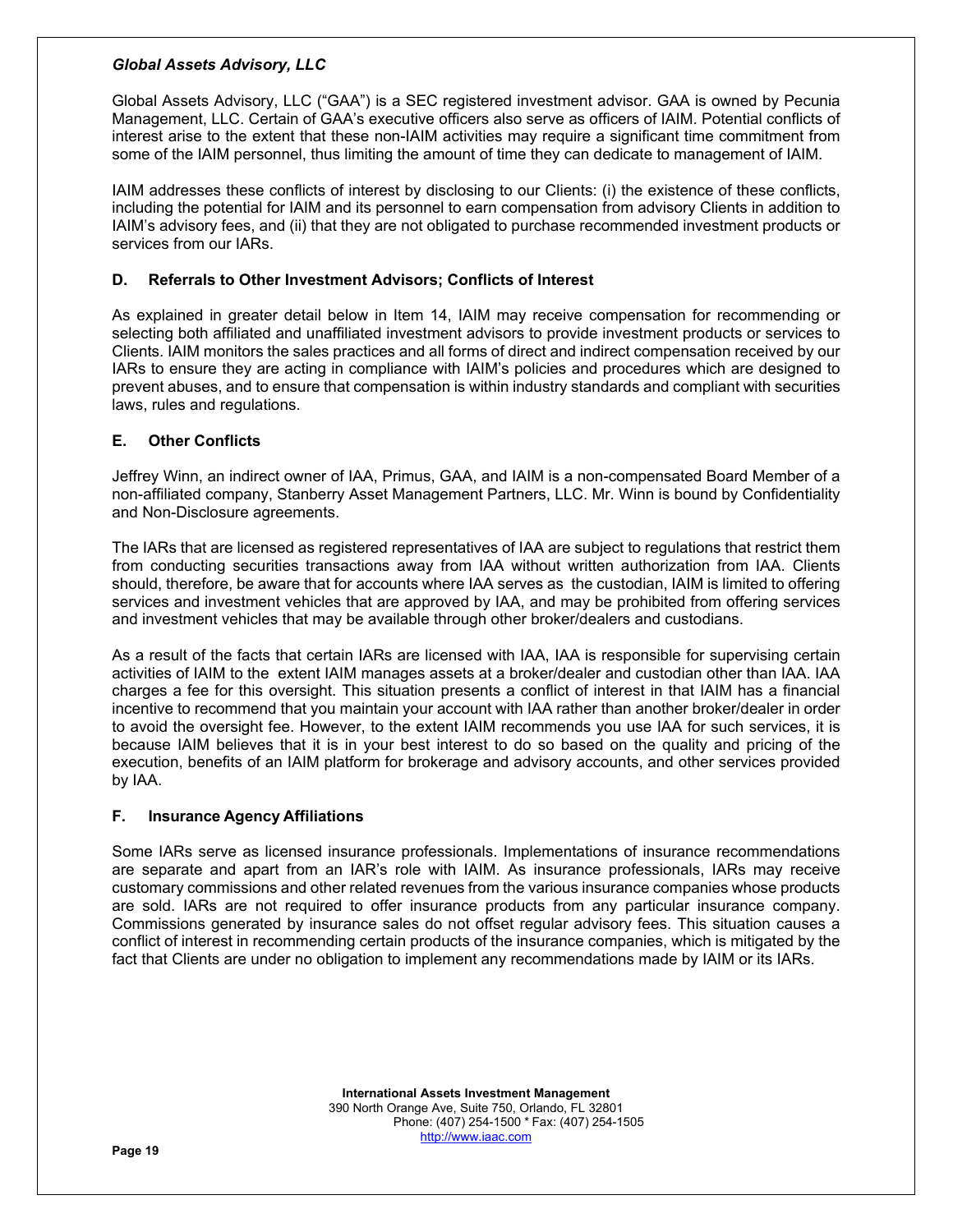*Global Assets Advisory, LLC*

Global Assets Advisory, LLC ("GAA") is a SEC registered investment advisor. GAA is owned by Pecunia Management, LLC. Certain of GAA's executive officers also serve as officers of IAIM. Potential conflicts of interest arise to the extent that these non-IAIM activities may require a significant time commitment from some of the IAIM personnel, thus limiting the amount of time they can dedicate to management of IAIM.

IAIM addresses these conflicts of interest by disclosing to our Clients: (i) the existence of these conflicts, including the potential for IAIM and its personnel to earn compensation from advisory Clients in addition to IAIM's advisory fees, and (ii) that they are not obligated to purchase recommended investment products or services from our IARs.

### D. Referrals to Other Investment Advisors; Conflicts of Interest

As explained in greater detail below in Item 14, IAIM may receive compensation for recommending or selecting both affiliated and unaffiliated investment advisors to provide investment products or services to Clients. IAIM monitors the sales practices and all forms of direct and indirect compensation received by our IARs to ensure they are acting in compliance with IAIM's policies and procedures which are designed to prevent abuses, and to ensure that compensation is within industry standards and compliant with securities laws, rules and regulations.

### E. Other Conflicts

Jeffrey Winn, an indirect owner of IAA, Primus, GAA, and IAIM is a non-compensated Board Member of a non-affiliated company, Stanberry Asset Management Partners, LLC. Mr. Winn is bound by Confidentiality and Non-Disclosure agreements.

The IARs that are licensed as registered representatives of IAA are subject to regulations that restrict them from conducting securities transactions away from IAA without written authorization from IAA. Clients should, therefore, be aware that for accounts where IAA serves as the custodian, IAIM is limited to offering services and investment vehicles that are approved by IAA, and may be prohibited from offering services and investment vehicles that may be available through other broker/dealers and custodians.

As a result of the facts that certain IARs are licensed with IAA, IAA is responsible for supervising certain activities of IAIM to the extent IAIM manages assets at a broker/dealer and custodian other than IAA. IAA charges a fee for this oversight. This situation presents a conflict of interest in that IAIM has a financial incentive to recommend that you maintain your account with IAA rather than another broker/dealer in order to avoid the oversight fee. However, to the extent IAIM recommends you use IAA for such services, it is because IAIM believes that it is in your best interest to do so based on the quality and pricing of the execution, benefits of an IAIM platform for brokerage and advisory accounts, and other services provided by IAA.

### F. Insurance Agency Affiliations

Some IARs serve as licensed insurance professionals. Implementations of insurance recommendations are separate and apart from an IAR's role with IAIM. As insurance professionals, IARs may receive customary commissions and other related revenues from the various insurance companies whose products are sold. IARs are not required to offer insurance products from any particular insurance company. Commissions generated by insurance sales do not offset regular advisory fees. This situation causes a conflict of interest in recommending certain products of the insurance companies, which is mitigated by the fact that Clients are under no obligation to implement any recommendations made by IAIM or its IARs.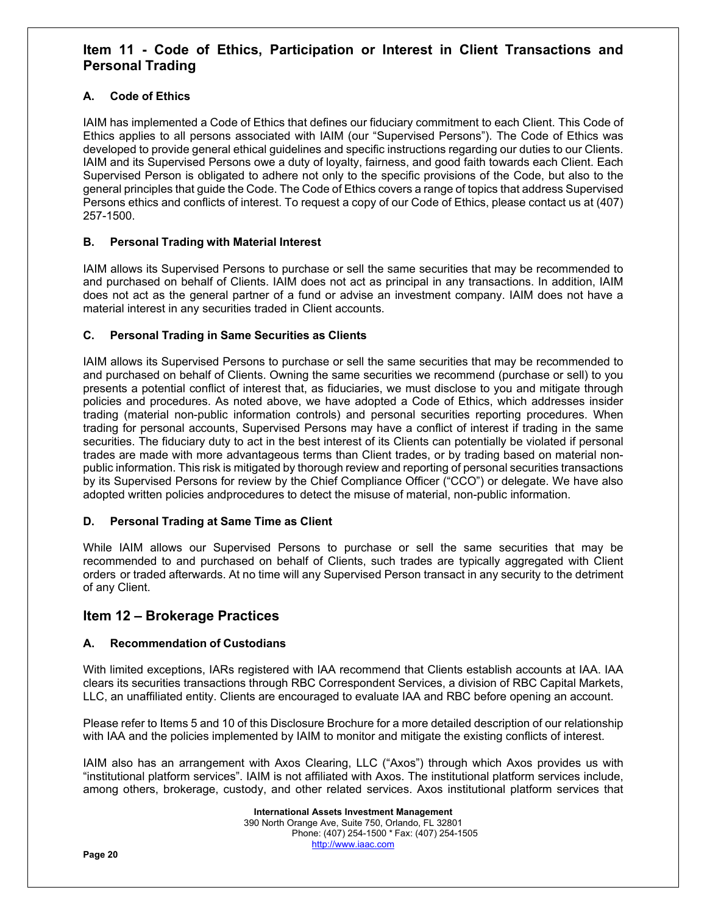## Item 11 - Code of Ethics, Participation or Interest in Client Transactions and Personal Trading

### A. Code of Ethics

IAIM has implemented a Code of Ethics that defines our fiduciary commitment to each Client. This Code of Ethics applies to all persons associated with IAIM (our "Supervised Persons"). The Code of Ethics was developed to provide general ethical guidelines and specific instructions regarding our duties to our Clients. IAIM and its Supervised Persons owe a duty of loyalty, fairness, and good faith towards each Client. Each Supervised Person is obligated to adhere not only to the specific provisions of the Code, but also to the general principles that guide the Code. The Code of Ethics covers a range of topics that address Supervised Persons ethics and conflicts of interest. To request a copy of our Code of Ethics, please contact us at (407) 257-1500.

### B. Personal Trading with Material Interest

IAIM allows its Supervised Persons to purchase or sell the same securities that may be recommended to and purchased on behalf of Clients. IAIM does not act as principal in any transactions. In addition, IAIM does not act as the general partner of a fund or advise an investment company. IAIM does not have a material interest in any securities traded in Client accounts.

### C. Personal Trading in Same Securities as Clients

IAIM allows its Supervised Persons to purchase or sell the same securities that may be recommended to and purchased on behalf of Clients. Owning the same securities we recommend (purchase or sell) to you presents a potential conflict of interest that, as fiduciaries, we must disclose to you and mitigate through policies and procedures. As noted above, we have adopted a Code of Ethics, which addresses insider trading (material non-public information controls) and personal securities reporting procedures. When trading for personal accounts, Supervised Persons may have a conflict of interest if trading in the same securities. The fiduciary duty to act in the best interest of its Clients can potentially be violated if personal trades are made with more advantageous terms than Client trades, or by trading based on material non-public information. This risk is mitigated by thorough review and reporting of personal securities transactions by its Supervised Persons for review by the Chief Compliance Officer ("CCO") or delegate. We have also adopted written policies andprocedures to detect the misuse of material, non-public information.

### D. Personal Trading at Same Time as Client

While IAIM allows our Supervised Persons to purchase or sell the same securities that may be recommended to and purchased on behalf of Clients, such trades are typically aggregated with Client orders or traded afterwards. At no time will any Supervised Person transact in any security to the detriment of any Client.

## Item 12 – Brokerage Practices

### A. Recommendation of Custodians

With limited exceptions, IARs registered with IAA recommend that Clients establish accounts at IAA. IAA clears its securities transactions through RBC Correspondent Services, a division of RBC Capital Markets, LLC, an unaffiliated entity. Clients are encouraged to evaluate IAA and RBC before opening an account.

Please refer to Items 5 and 10 of this Disclosure Brochure for a more detailed description of our relationship with IAA and the policies implemented by IAIM to monitor and mitigate the existing conflicts of interest.

IAIM also has an arrangement with Axos Clearing, LLC ("Axos") through which Axos provides us with "institutional platform services". IAIM is not affiliated with Axos. The institutional platform services include, among others, brokerage, custody, and other related services. Axos institutional platform services that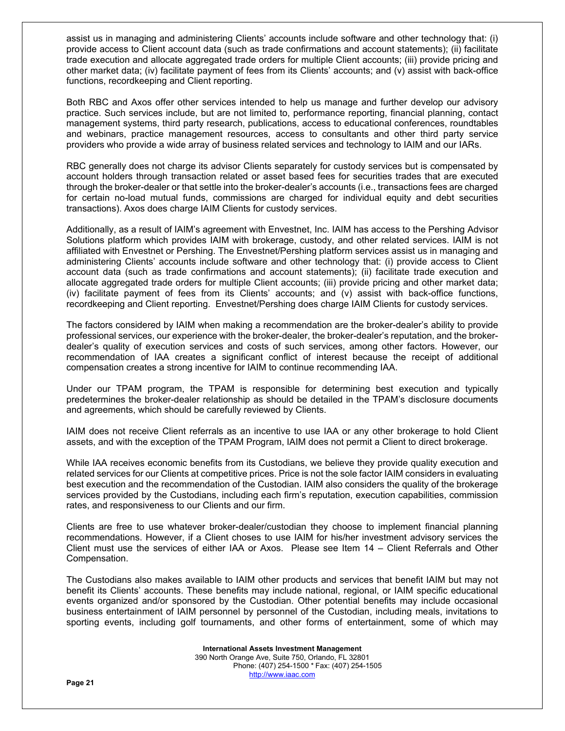assist us in managing and administering Clients' accounts include software and other technology that: (i) provide access to Client account data (such as trade confirmations and account statements); (ii) facilitate trade execution and allocate aggregated trade orders for multiple Client accounts; (iii) provide pricing and other market data; (iv) facilitate payment of fees from its Clients' accounts; and (v) assist with back-office functions, recordkeeping and Client reporting.

Both RBC and Axos offer other services intended to help us manage and further develop our advisory practice. Such services include, but are not limited to, performance reporting, financial planning, contact management systems, third party research, publications, access to educational conferences, roundtables and webinars, practice management resources, access to consultants and other third party service providers who provide a wide array of business related services and technology to IAIM and our IARs.

RBC generally does not charge its advisor Clients separately for custody services but is compensated by account holders through transaction related or asset based fees for securities trades that are executed through the broker-dealer or that settle into the broker-dealer's accounts (i.e., transactions fees are charged for certain no-load mutual funds, commissions are charged for individual equity and debt securities transactions). Axos does charge IAIM Clients for custody services.

Additionally, as a result of IAIM's agreement with Envestnet, Inc. IAIM has access to the Pershing Advisor Solutions platform which provides IAIM with brokerage, custody, and other related services. IAIM is not affiliated with Envestnet or Pershing. The Envestnet/Pershing platform services assist us in managing and administering Clients' accounts include software and other technology that: (i) provide access to Client account data (such as trade confirmations and account statements); (ii) facilitate trade execution and allocate aggregated trade orders for multiple Client accounts; (iii) provide pricing and other market data; (iv) facilitate payment of fees from its Clients' accounts; and (v) assist with back-office functions, recordkeeping and Client reporting. Envestnet/Pershing does charge IAIM Clients for custody services.

The factors considered by IAIM when making a recommendation are the broker-dealer's ability to provide professional services, our experience with the broker-dealer, the broker-dealer's reputation, and the broker-dealer's quality of execution services and costs of such services, among other factors. However, our recommendation of IAA creates a significant conflict of interest because the receipt of additional compensation creates a strong incentive for IAIM to continue recommending IAA.

Under our TPAM program, the TPAM is responsible for determining best execution and typically predetermines the broker-dealer relationship as should be detailed in the TPAM's disclosure documents and agreements, which should be carefully reviewed by Clients.

IAIM does not receive Client referrals as an incentive to use IAA or any other brokerage to hold Client assets, and with the exception of the TPAM Program, IAIM does not permit a Client to direct brokerage.

While IAA receives economic benefits from its Custodians, we believe they provide quality execution and related services for our Clients at competitive prices. Price is not the sole factor IAIM considers in evaluating best execution and the recommendation of the Custodian. IAIM also considers the quality of the brokerage services provided by the Custodians, including each firm's reputation, execution capabilities, commission rates, and responsiveness to our Clients and our firm.

Clients are free to use whatever broker-dealer/custodian they choose to implement financial planning recommendations. However, if a Client choses to use IAIM for his/her investment advisory services the Client must use the services of either IAA or Axos. Please see Item 14 – Client Referrals and Other Compensation.

The Custodians also makes available to IAIM other products and services that benefit IAIM but may not benefit its Clients' accounts. These benefits may include national, regional, or IAIM specific educational events organized and/or sponsored by the Custodian. Other potential benefits may include occasional business entertainment of IAIM personnel by personnel of the Custodian, including meals, invitations to sporting events, including golf tournaments, and other forms of entertainment, some of which may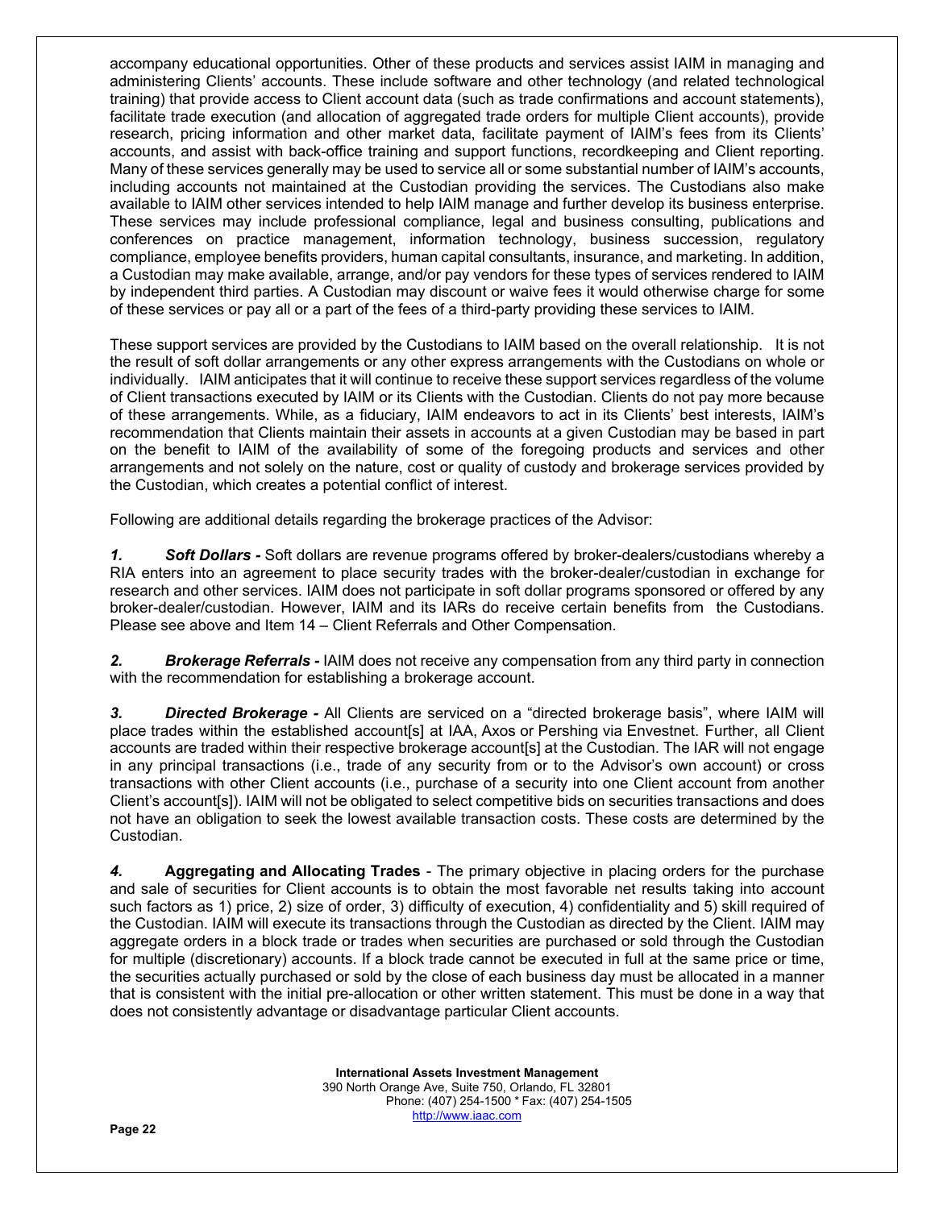accompany educational opportunities. Other of these products and services assist IAIM in managing and administering Clients' accounts. These include software and other technology (and related technological training) that provide access to Client account data (such as trade confirmations and account statements), facilitate trade execution (and allocation of aggregated trade orders for multiple Client accounts), provide research, pricing information and other market data, facilitate payment of IAIM's fees from its Clients' accounts, and assist with back-office training and support functions, recordkeeping and Client reporting. Many of these services generally may be used to service all or some substantial number of IAIM's accounts, including accounts not maintained at the Custodian providing the services. The Custodians also make available to IAIM other services intended to help IAIM manage and further develop its business enterprise. These services may include professional compliance, legal and business consulting, publications and conferences on practice management, information technology, business succession, regulatory compliance, employee benefits providers, human capital consultants, insurance, and marketing. In addition, a Custodian may make available, arrange, and/or pay vendors for these types of services rendered to IAIM by independent third parties. A Custodian may discount or waive fees it would otherwise charge for some of these services or pay all or a part of the fees of a third-party providing these services to IAIM.

These support services are provided by the Custodians to IAIM based on the overall relationship. It is not the result of soft dollar arrangements or any other express arrangements with the Custodians on whole or individually. IAIM anticipates that it will continue to receive these support services regardless of the volume of Client transactions executed by IAIM or its Clients with the Custodian. Clients do not pay more because of these arrangements. While, as a fiduciary, IAIM endeavors to act in its Clients' best interests, IAIM's recommendation that Clients maintain their assets in accounts at a given Custodian may be based in part on the benefit to IAIM of the availability of some of the foregoing products and services and other arrangements and not solely on the nature, cost or quality of custody and brokerage services provided by the Custodian, which creates a potential conflict of interest.

Following are additional details regarding the brokerage practices of the Advisor:

***1. Soft Dollars -*** Soft dollars are revenue programs offered by broker-dealers/custodians whereby a RIA enters into an agreement to place security trades with the broker-dealer/custodian in exchange for research and other services. IAIM does not participate in soft dollar programs sponsored or offered by any broker-dealer/custodian. However, IAIM and its IARs do receive certain benefits from the Custodians. Please see above and Item 14 – Client Referrals and Other Compensation.

***2. Brokerage Referrals -*** IAIM does not receive any compensation from any third party in connection with the recommendation for establishing a brokerage account.

***3. Directed Brokerage -*** All Clients are serviced on a "directed brokerage basis", where IAIM will place trades within the established account[s] at IAA, Axos or Pershing via Envestnet. Further, all Client accounts are traded within their respective brokerage account[s] at the Custodian. The IAR will not engage in any principal transactions (i.e., trade of any security from or to the Advisor's own account) or cross transactions with other Client accounts (i.e., purchase of a security into one Client account from another Client's account[s]). IAIM will not be obligated to select competitive bids on securities transactions and does not have an obligation to seek the lowest available transaction costs. These costs are determined by the Custodian.

***4.*** **Aggregating and Allocating Trades** - The primary objective in placing orders for the purchase and sale of securities for Client accounts is to obtain the most favorable net results taking into account such factors as 1) price, 2) size of order, 3) difficulty of execution, 4) confidentiality and 5) skill required of the Custodian. IAIM will execute its transactions through the Custodian as directed by the Client. IAIM may aggregate orders in a block trade or trades when securities are purchased or sold through the Custodian for multiple (discretionary) accounts. If a block trade cannot be executed in full at the same price or time, the securities actually purchased or sold by the close of each business day must be allocated in a manner that is consistent with the initial pre-allocation or other written statement. This must be done in a way that does not consistently advantage or disadvantage particular Client accounts.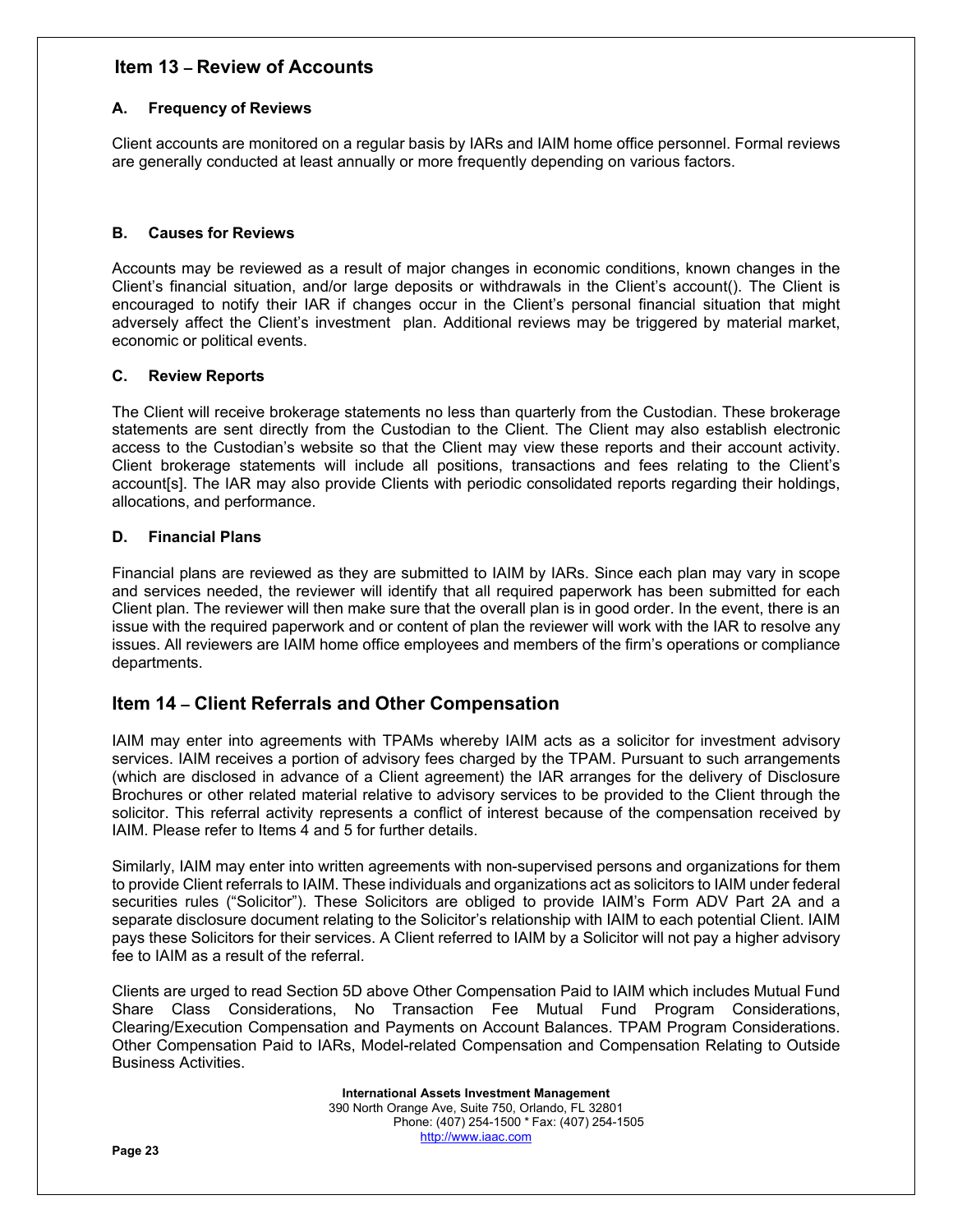## Item 13 – Review of Accounts

### A. Frequency of Reviews

Client accounts are monitored on a regular basis by IARs and IAIM home office personnel. Formal reviews are generally conducted at least annually or more frequently depending on various factors.

### B. Causes for Reviews

Accounts may be reviewed as a result of major changes in economic conditions, known changes in the Client's financial situation, and/or large deposits or withdrawals in the Client's account(). The Client is encouraged to notify their IAR if changes occur in the Client's personal financial situation that might adversely affect the Client's investment plan. Additional reviews may be triggered by material market, economic or political events.

### C. Review Reports

The Client will receive brokerage statements no less than quarterly from the Custodian. These brokerage statements are sent directly from the Custodian to the Client. The Client may also establish electronic access to the Custodian's website so that the Client may view these reports and their account activity. Client brokerage statements will include all positions, transactions and fees relating to the Client's account[s]. The IAR may also provide Clients with periodic consolidated reports regarding their holdings, allocations, and performance.

### D. Financial Plans

Financial plans are reviewed as they are submitted to IAIM by IARs. Since each plan may vary in scope and services needed, the reviewer will identify that all required paperwork has been submitted for each Client plan. The reviewer will then make sure that the overall plan is in good order. In the event, there is an issue with the required paperwork and or content of plan the reviewer will work with the IAR to resolve any issues. All reviewers are IAIM home office employees and members of the firm's operations or compliance departments.

## Item 14 – Client Referrals and Other Compensation

IAIM may enter into agreements with TPAMs whereby IAIM acts as a solicitor for investment advisory services. IAIM receives a portion of advisory fees charged by the TPAM. Pursuant to such arrangements (which are disclosed in advance of a Client agreement) the IAR arranges for the delivery of Disclosure Brochures or other related material relative to advisory services to be provided to the Client through the solicitor. This referral activity represents a conflict of interest because of the compensation received by IAIM. Please refer to Items 4 and 5 for further details.

Similarly, IAIM may enter into written agreements with non-supervised persons and organizations for them to provide Client referrals to IAIM. These individuals and organizations act as solicitors to IAIM under federal securities rules ("Solicitor"). These Solicitors are obliged to provide IAIM's Form ADV Part 2A and a separate disclosure document relating to the Solicitor's relationship with IAIM to each potential Client. IAIM pays these Solicitors for their services. A Client referred to IAIM by a Solicitor will not pay a higher advisory fee to IAIM as a result of the referral.

Clients are urged to read Section 5D above Other Compensation Paid to IAIM which includes Mutual Fund Share Class Considerations, No Transaction Fee Mutual Fund Program Considerations, Clearing/Execution Compensation and Payments on Account Balances. TPAM Program Considerations. Other Compensation Paid to IARs, Model-related Compensation and Compensation Relating to Outside Business Activities.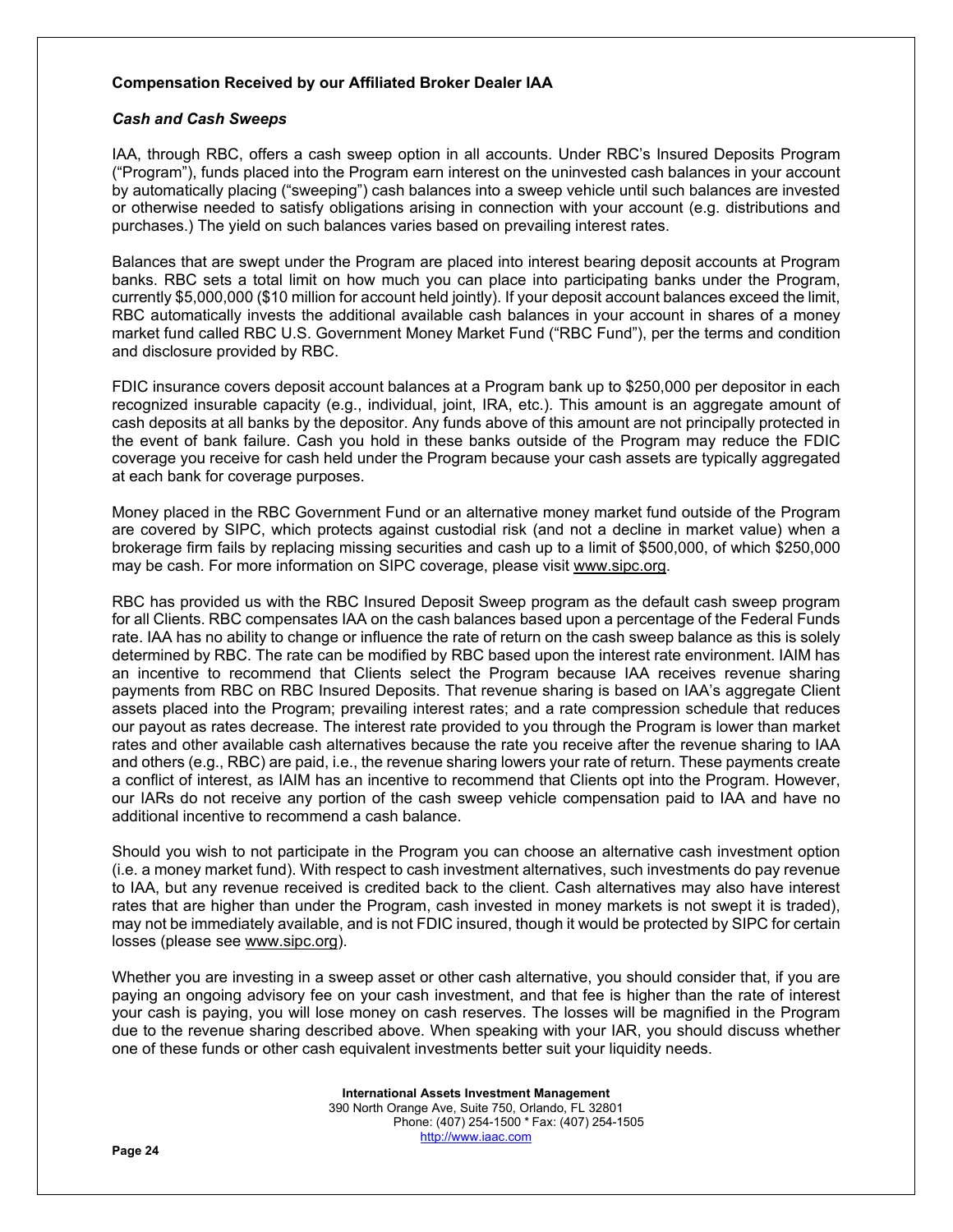**Compensation Received by our Affiliated Broker Dealer IAA**

***Cash and Cash Sweeps***

IAA, through RBC, offers a cash sweep option in all accounts. Under RBC's Insured Deposits Program ("Program"), funds placed into the Program earn interest on the uninvested cash balances in your account by automatically placing ("sweeping") cash balances into a sweep vehicle until such balances are invested or otherwise needed to satisfy obligations arising in connection with your account (e.g. distributions and purchases.) The yield on such balances varies based on prevailing interest rates.

Balances that are swept under the Program are placed into interest bearing deposit accounts at Program banks. RBC sets a total limit on how much you can place into participating banks under the Program, currently $5,000,000 ($10 million for account held jointly). If your deposit account balances exceed the limit, RBC automatically invests the additional available cash balances in your account in shares of a money market fund called RBC U.S. Government Money Market Fund ("RBC Fund"), per the terms and condition and disclosure provided by RBC.

FDIC insurance covers deposit account balances at a Program bank up to $250,000 per depositor in each recognized insurable capacity (e.g., individual, joint, IRA, etc.). This amount is an aggregate amount of cash deposits at all banks by the depositor. Any funds above of this amount are not principally protected in the event of bank failure. Cash you hold in these banks outside of the Program may reduce the FDIC coverage you receive for cash held under the Program because your cash assets are typically aggregated at each bank for coverage purposes.

Money placed in the RBC Government Fund or an alternative money market fund outside of the Program are covered by SIPC, which protects against custodial risk (and not a decline in market value) when a brokerage firm fails by replacing missing securities and cash up to a limit of $500,000, of which $250,000 may be cash. For more information on SIPC coverage, please visit www.sipc.org.

RBC has provided us with the RBC Insured Deposit Sweep program as the default cash sweep program for all Clients. RBC compensates IAA on the cash balances based upon a percentage of the Federal Funds rate. IAA has no ability to change or influence the rate of return on the cash sweep balance as this is solely determined by RBC. The rate can be modified by RBC based upon the interest rate environment. IAIM has an incentive to recommend that Clients select the Program because IAA receives revenue sharing payments from RBC on RBC Insured Deposits. That revenue sharing is based on IAA's aggregate Client assets placed into the Program; prevailing interest rates; and a rate compression schedule that reduces our payout as rates decrease. The interest rate provided to you through the Program is lower than market rates and other available cash alternatives because the rate you receive after the revenue sharing to IAA and others (e.g., RBC) are paid, i.e., the revenue sharing lowers your rate of return. These payments create a conflict of interest, as IAIM has an incentive to recommend that Clients opt into the Program. However, our IARs do not receive any portion of the cash sweep vehicle compensation paid to IAA and have no additional incentive to recommend a cash balance.

Should you wish to not participate in the Program you can choose an alternative cash investment option (i.e. a money market fund). With respect to cash investment alternatives, such investments do pay revenue to IAA, but any revenue received is credited back to the client. Cash alternatives may also have interest rates that are higher than under the Program, cash invested in money markets is not swept it is traded), may not be immediately available, and is not FDIC insured, though it would be protected by SIPC for certain losses (please see www.sipc.org).

Whether you are investing in a sweep asset or other cash alternative, you should consider that, if you are paying an ongoing advisory fee on your cash investment, and that fee is higher than the rate of interest your cash is paying, you will lose money on cash reserves. The losses will be magnified in the Program due to the revenue sharing described above. When speaking with your IAR, you should discuss whether one of these funds or other cash equivalent investments better suit your liquidity needs.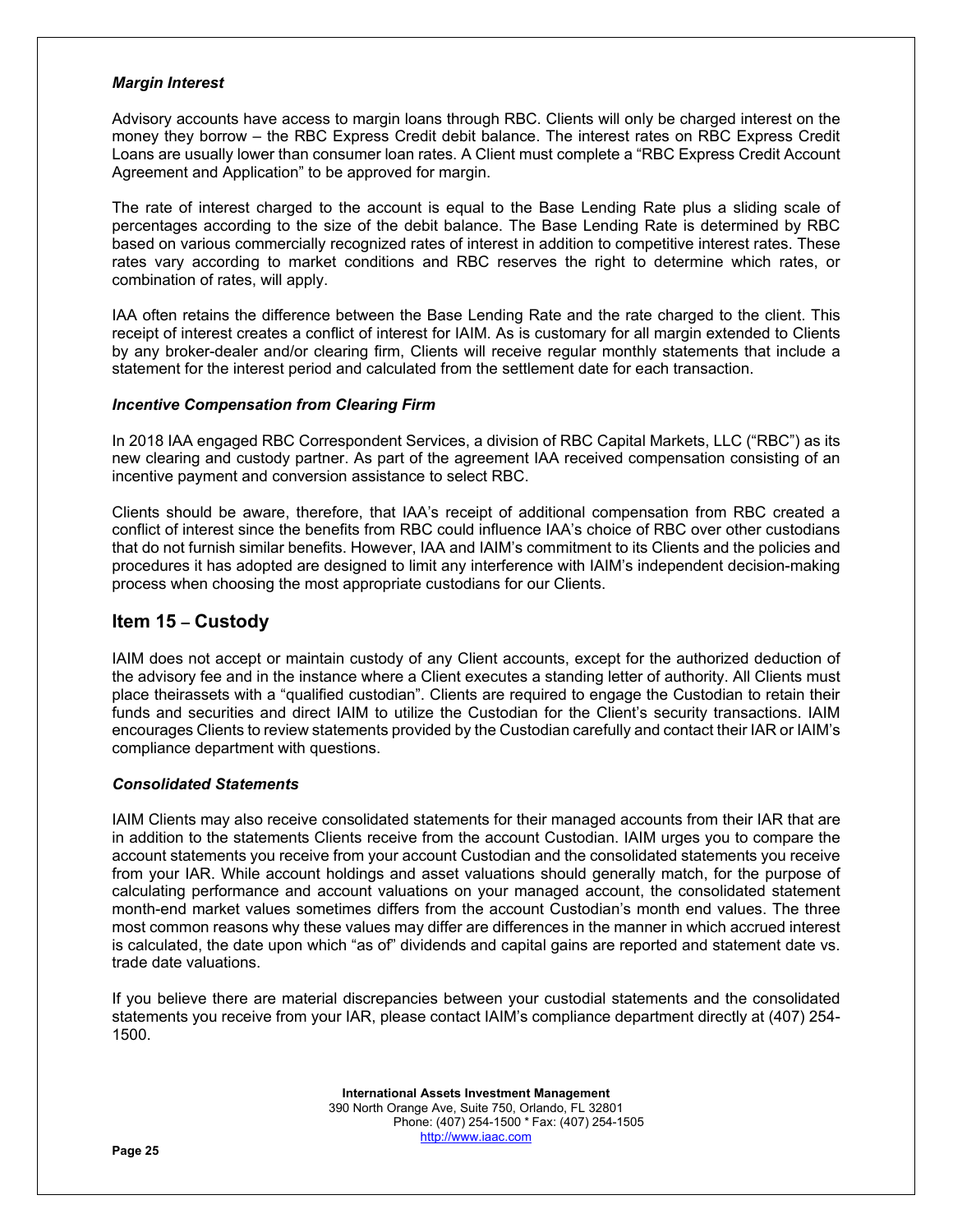***Margin Interest***

Advisory accounts have access to margin loans through RBC. Clients will only be charged interest on the money they borrow – the RBC Express Credit debit balance. The interest rates on RBC Express Credit Loans are usually lower than consumer loan rates. A Client must complete a "RBC Express Credit Account Agreement and Application" to be approved for margin.

The rate of interest charged to the account is equal to the Base Lending Rate plus a sliding scale of percentages according to the size of the debit balance. The Base Lending Rate is determined by RBC based on various commercially recognized rates of interest in addition to competitive interest rates. These rates vary according to market conditions and RBC reserves the right to determine which rates, or combination of rates, will apply.

IAA often retains the difference between the Base Lending Rate and the rate charged to the client. This receipt of interest creates a conflict of interest for IAIM. As is customary for all margin extended to Clients by any broker-dealer and/or clearing firm, Clients will receive regular monthly statements that include a statement for the interest period and calculated from the settlement date for each transaction.

***Incentive Compensation from Clearing Firm***

In 2018 IAA engaged RBC Correspondent Services, a division of RBC Capital Markets, LLC ("RBC") as its new clearing and custody partner. As part of the agreement IAA received compensation consisting of an incentive payment and conversion assistance to select RBC.

Clients should be aware, therefore, that IAA's receipt of additional compensation from RBC created a conflict of interest since the benefits from RBC could influence IAA's choice of RBC over other custodians that do not furnish similar benefits. However, IAA and IAIM's commitment to its Clients and the policies and procedures it has adopted are designed to limit any interference with IAIM's independent decision-making process when choosing the most appropriate custodians for our Clients.

## Item 15 – Custody

IAIM does not accept or maintain custody of any Client accounts, except for the authorized deduction of the advisory fee and in the instance where a Client executes a standing letter of authority. All Clients must place theirassets with a "qualified custodian". Clients are required to engage the Custodian to retain their funds and securities and direct IAIM to utilize the Custodian for the Client's security transactions. IAIM encourages Clients to review statements provided by the Custodian carefully and contact their IAR or IAIM's compliance department with questions.

***Consolidated Statements***

IAIM Clients may also receive consolidated statements for their managed accounts from their IAR that are in addition to the statements Clients receive from the account Custodian. IAIM urges you to compare the account statements you receive from your account Custodian and the consolidated statements you receive from your IAR. While account holdings and asset valuations should generally match, for the purpose of calculating performance and account valuations on your managed account, the consolidated statement month-end market values sometimes differs from the account Custodian's month end values. The three most common reasons why these values may differ are differences in the manner in which accrued interest is calculated, the date upon which "as of" dividends and capital gains are reported and statement date vs. trade date valuations.

If you believe there are material discrepancies between your custodial statements and the consolidated statements you receive from your IAR, please contact IAIM's compliance department directly at (407) 254-1500.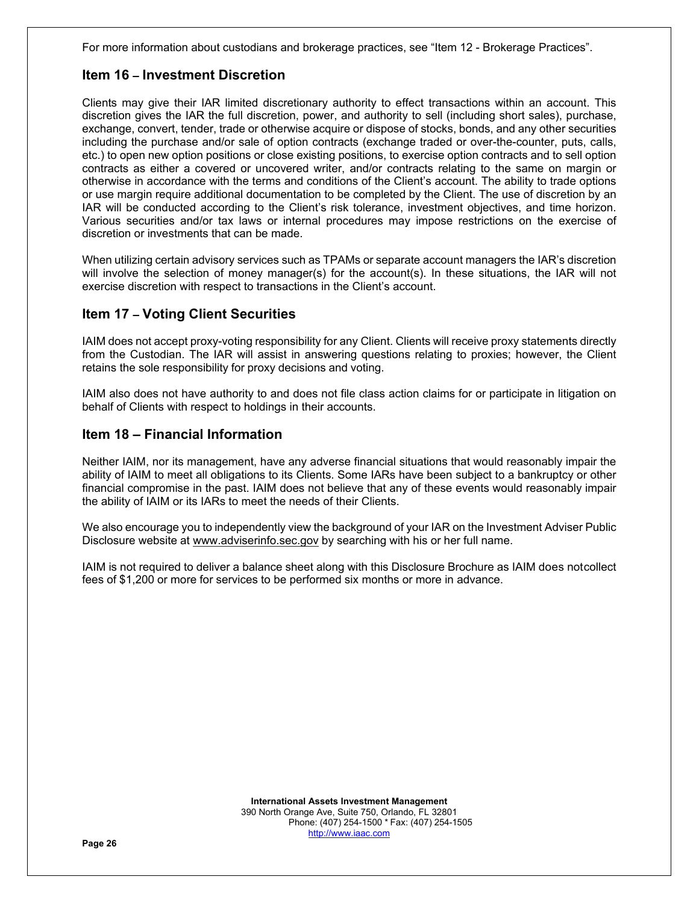For more information about custodians and brokerage practices, see "Item 12 - Brokerage Practices".

## Item 16 – Investment Discretion

Clients may give their IAR limited discretionary authority to effect transactions within an account. This discretion gives the IAR the full discretion, power, and authority to sell (including short sales), purchase, exchange, convert, tender, trade or otherwise acquire or dispose of stocks, bonds, and any other securities including the purchase and/or sale of option contracts (exchange traded or over-the-counter, puts, calls, etc.) to open new option positions or close existing positions, to exercise option contracts and to sell option contracts as either a covered or uncovered writer, and/or contracts relating to the same on margin or otherwise in accordance with the terms and conditions of the Client's account. The ability to trade options or use margin require additional documentation to be completed by the Client. The use of discretion by an IAR will be conducted according to the Client's risk tolerance, investment objectives, and time horizon. Various securities and/or tax laws or internal procedures may impose restrictions on the exercise of discretion or investments that can be made.

When utilizing certain advisory services such as TPAMs or separate account managers the IAR's discretion will involve the selection of money manager(s) for the account(s). In these situations, the IAR will not exercise discretion with respect to transactions in the Client's account.

## Item 17 – Voting Client Securities

IAIM does not accept proxy-voting responsibility for any Client. Clients will receive proxy statements directly from the Custodian. The IAR will assist in answering questions relating to proxies; however, the Client retains the sole responsibility for proxy decisions and voting.

IAIM also does not have authority to and does not file class action claims for or participate in litigation on behalf of Clients with respect to holdings in their accounts.

## Item 18 – Financial Information

Neither IAIM, nor its management, have any adverse financial situations that would reasonably impair the ability of IAIM to meet all obligations to its Clients. Some IARs have been subject to a bankruptcy or other financial compromise in the past. IAIM does not believe that any of these events would reasonably impair the ability of IAIM or its IARs to meet the needs of their Clients.

We also encourage you to independently view the background of your IAR on the Investment Adviser Public Disclosure website at www.adviserinfo.sec.gov by searching with his or her full name.

IAIM is not required to deliver a balance sheet along with this Disclosure Brochure as IAIM does notcollect fees of $1,200 or more for services to be performed six months or more in advance.